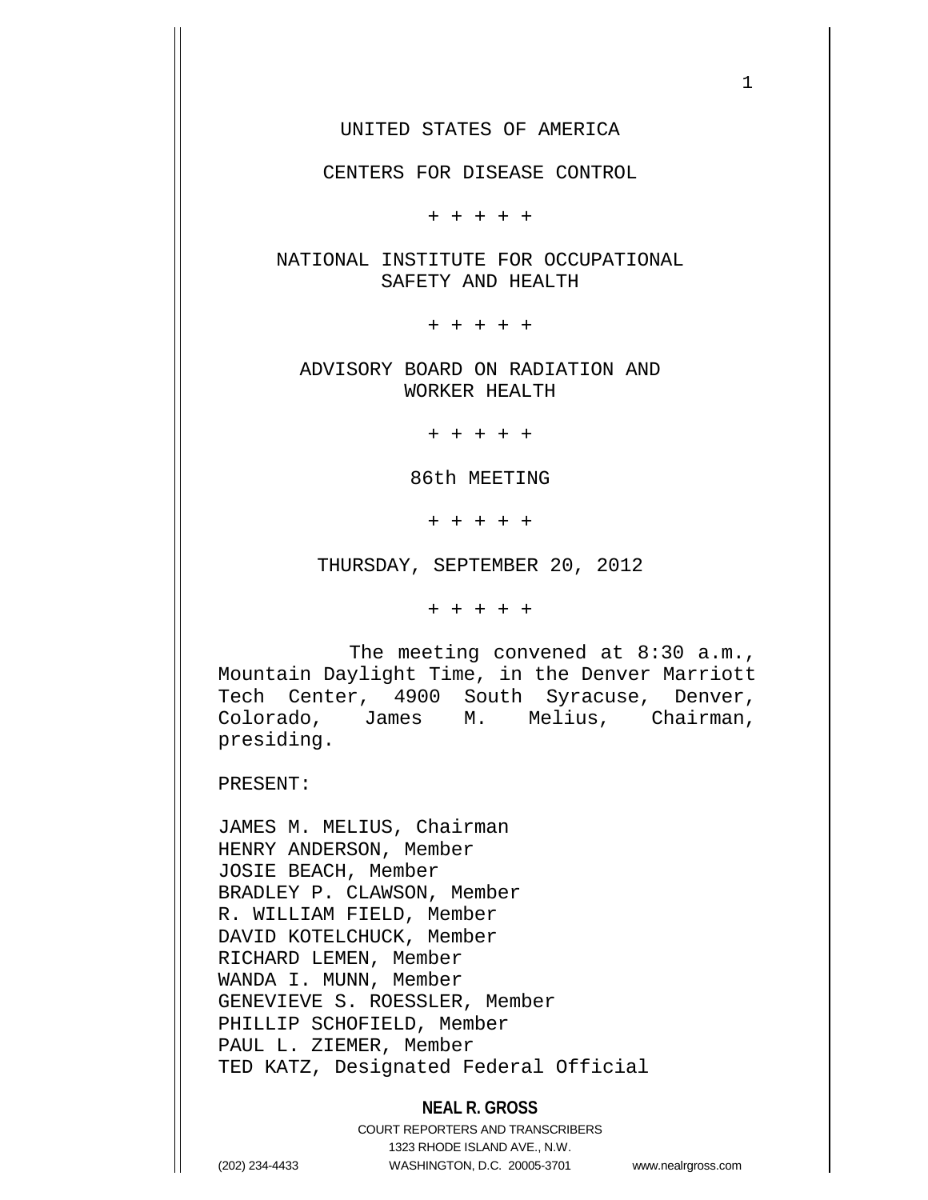UNITED STATES OF AMERICA

CENTERS FOR DISEASE CONTROL

+ + + + +

NATIONAL INSTITUTE FOR OCCUPATIONAL SAFETY AND HEALTH

+ + + + +

ADVISORY BOARD ON RADIATION AND WORKER HEALTH

+ + + + +

86th MEETING

+ + + + +

THURSDAY, SEPTEMBER 20, 2012

+ + + + +

The meeting convened at 8:30 a.m., Mountain Daylight Time, in the Denver Marriott Tech Center, 4900 South Syracuse, Denver, Colorado, James M. Melius, Chairman, presiding.

PRESENT:

JAMES M. MELIUS, Chairman
HENRY ANDERSON, Member
JOSIE BEACH, Member
BRADLEY P. CLAWSON, Member
R. WILLIAM FIELD, Member
DAVID KOTELCHUCK, Member
RICHARD LEMEN, Member
WANDA I. MUNN, Member
GENEVIEVE S. ROESSLER, Member
PHILLIP SCHOFIELD, Member
PAUL L. ZIEMER, Member
TED KATZ, Designated Federal Official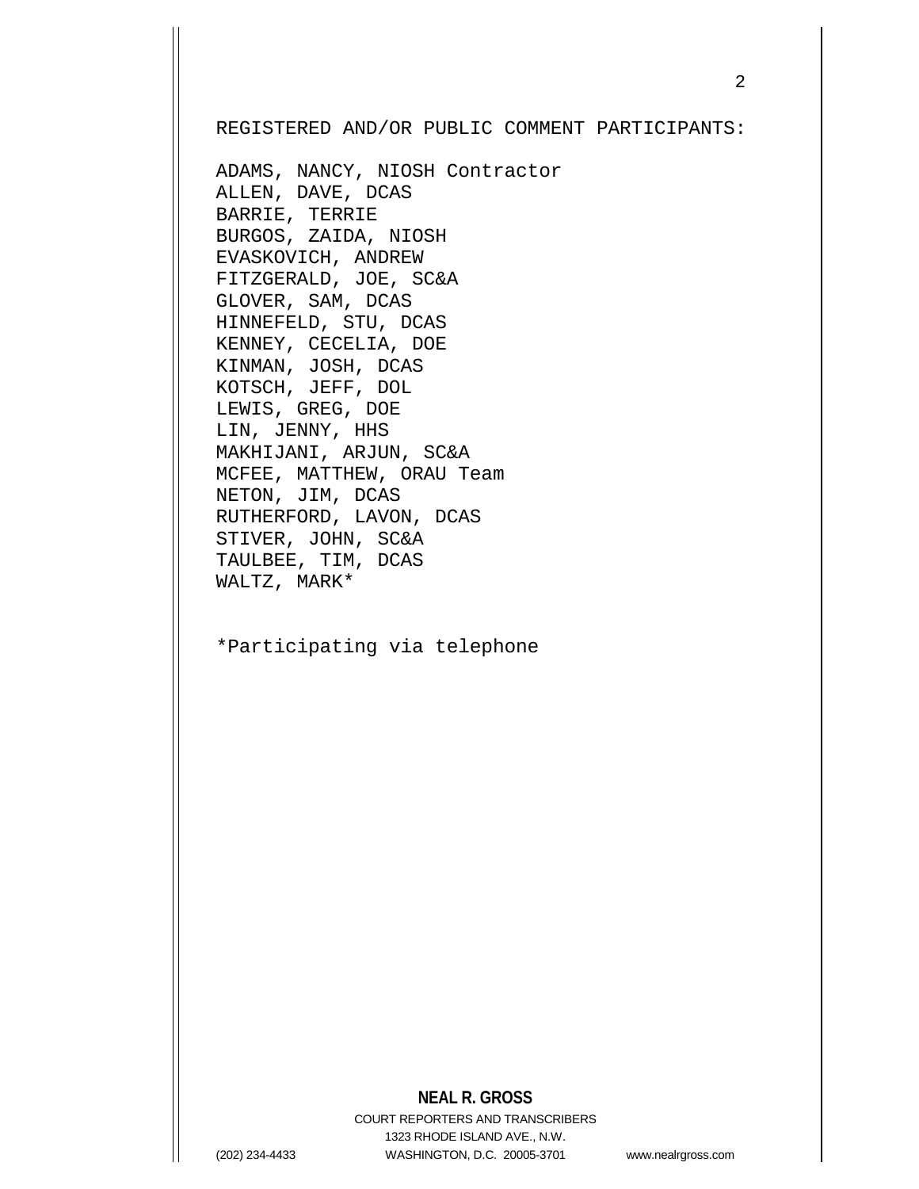REGISTERED AND/OR PUBLIC COMMENT PARTICIPANTS:

ADAMS, NANCY, NIOSH Contractor
ALLEN, DAVE, DCAS
BARRIE, TERRIE
BURGOS, ZAIDA, NIOSH
EVASKOVICH, ANDREW
FITZGERALD, JOE, SC&A
GLOVER, SAM, DCAS
HINNEFELD, STU, DCAS
KENNEY, CECELIA, DOE
KINMAN, JOSH, DCAS
KOTSCH, JEFF, DOL
LEWIS, GREG, DOE
LIN, JENNY, HHS
MAKHIJANI, ARJUN, SC&A
MCFEE, MATTHEW, ORAU Team
NETON, JIM, DCAS
RUTHERFORD, LAVON, DCAS
STIVER, JOHN, SC&A
TAULBEE, TIM, DCAS
WALTZ, MARK*

*Participating via telephone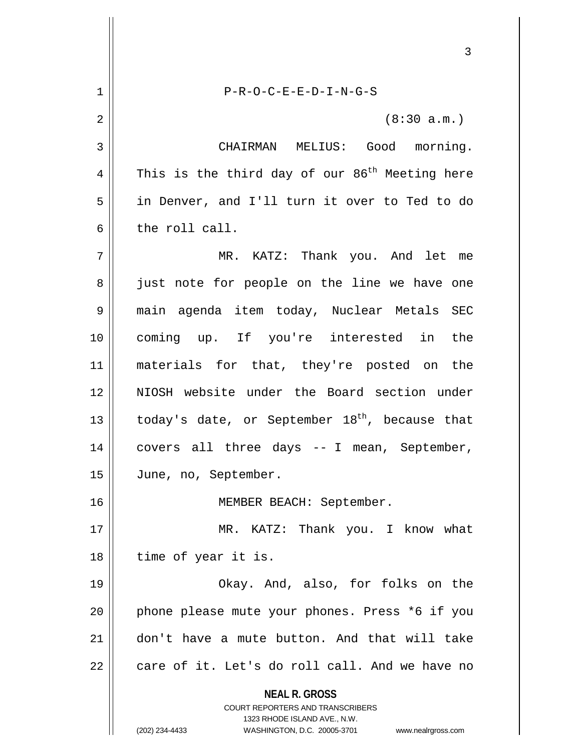P-R-O-C-E-E-D-I-N-G-S

(8:30 a.m.)

CHAIRMAN MELIUS: Good morning. This is the third day of our 86th Meeting here in Denver, and I'll turn it over to Ted to do the roll call.

MR. KATZ: Thank you. And let me just note for people on the line we have one main agenda item today, Nuclear Metals SEC coming up. If you're interested in the materials for that, they're posted on the NIOSH website under the Board section under today's date, or September 18th, because that covers all three days -- I mean, September, June, no, September.

MEMBER BEACH: September.

MR. KATZ: Thank you. I know what time of year it is.

Okay. And, also, for folks on the phone please mute your phones. Press *6 if you don't have a mute button. And that will take care of it. Let's do roll call. And we have no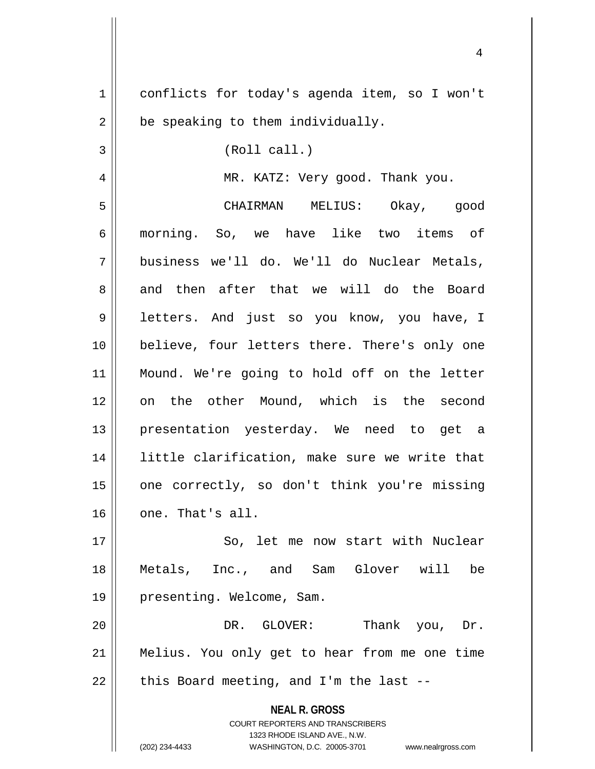conflicts for today's agenda item, so I won't be speaking to them individually.

(Roll call.)

MR. KATZ: Very good. Thank you.

CHAIRMAN MELIUS: Okay, good morning. So, we have like two items of business we'll do. We'll do Nuclear Metals, and then after that we will do the Board letters. And just so you know, you have, I believe, four letters there. There's only one Mound. We're going to hold off on the letter on the other Mound, which is the second presentation yesterday. We need to get a little clarification, make sure we write that one correctly, so don't think you're missing one. That's all.

So, let me now start with Nuclear Metals, Inc., and Sam Glover will be presenting. Welcome, Sam.

DR. GLOVER: Thank you, Dr. Melius. You only get to hear from me one time this Board meeting, and I'm the last --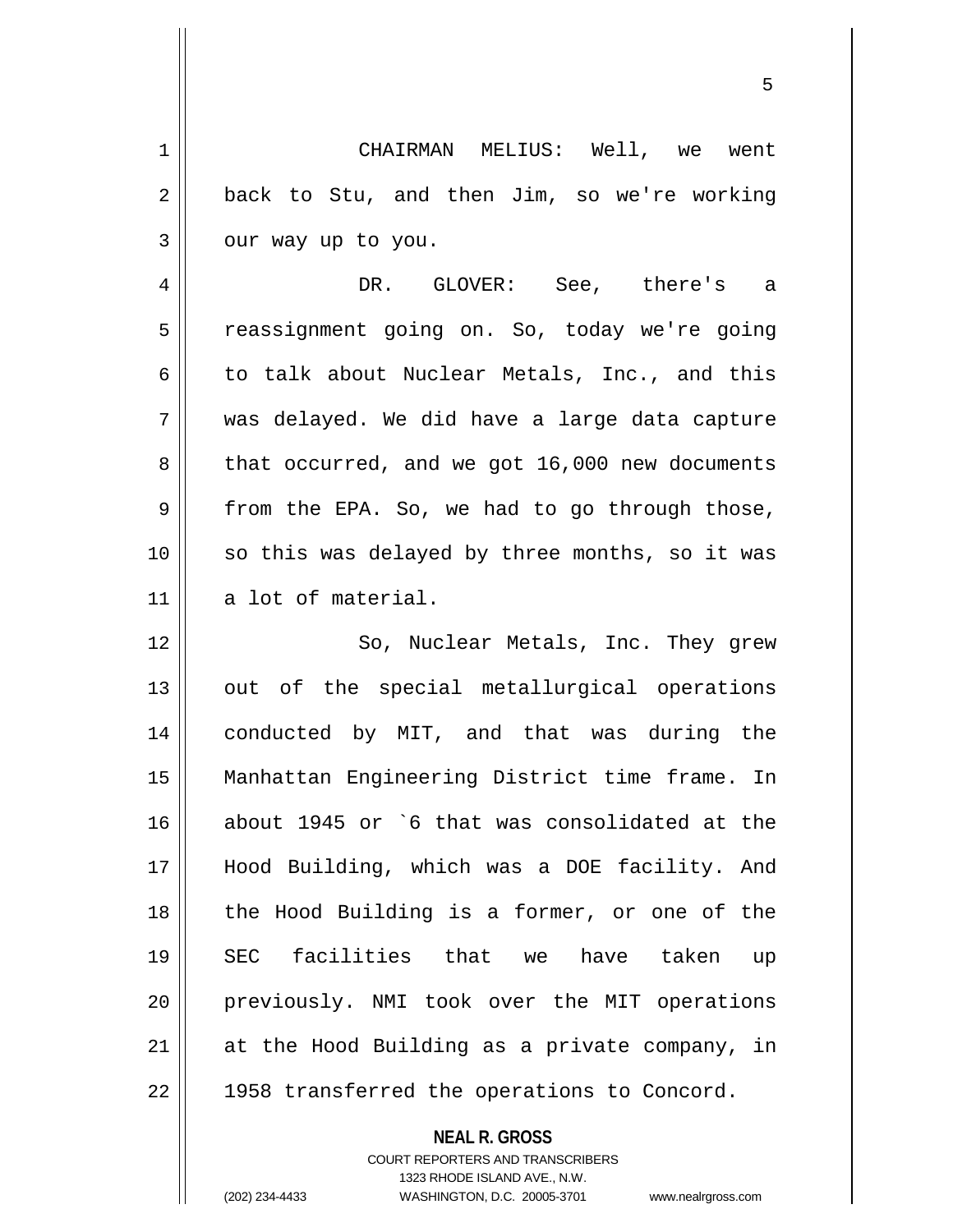CHAIRMAN MELIUS: Well, we went back to Stu, and then Jim, so we're working our way up to you.

DR. GLOVER: See, there's a reassignment going on. So, today we're going to talk about Nuclear Metals, Inc., and this was delayed. We did have a large data capture that occurred, and we got 16,000 new documents from the EPA. So, we had to go through those, so this was delayed by three months, so it was a lot of material.

So, Nuclear Metals, Inc. They grew out of the special metallurgical operations conducted by MIT, and that was during the Manhattan Engineering District time frame. In about 1945 or `6 that was consolidated at the Hood Building, which was a DOE facility. And the Hood Building is a former, or one of the SEC facilities that we have taken up previously. NMI took over the MIT operations at the Hood Building as a private company, in 1958 transferred the operations to Concord.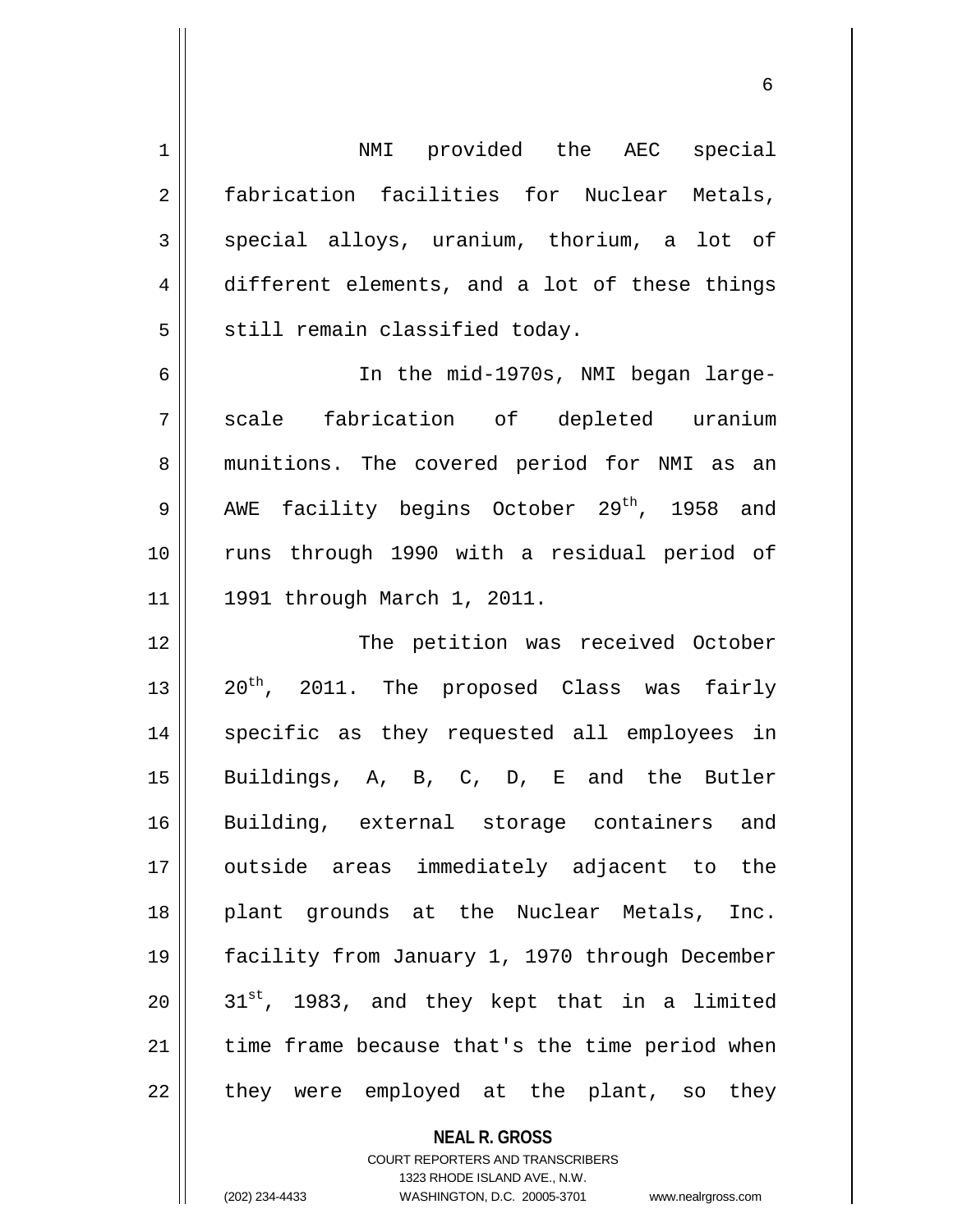NMI provided the AEC special fabrication facilities for Nuclear Metals, special alloys, uranium, thorium, a lot of different elements, and a lot of these things still remain classified today.

In the mid-1970s, NMI began large-scale fabrication of depleted uranium munitions. The covered period for NMI as an AWE facility begins October 29th, 1958 and runs through 1990 with a residual period of 1991 through March 1, 2011.

The petition was received October 20th, 2011. The proposed Class was fairly specific as they requested all employees in Buildings, A, B, C, D, E and the Butler Building, external storage containers and outside areas immediately adjacent to the plant grounds at the Nuclear Metals, Inc. facility from January 1, 1970 through December 31st, 1983, and they kept that in a limited time frame because that's the time period when they were employed at the plant, so they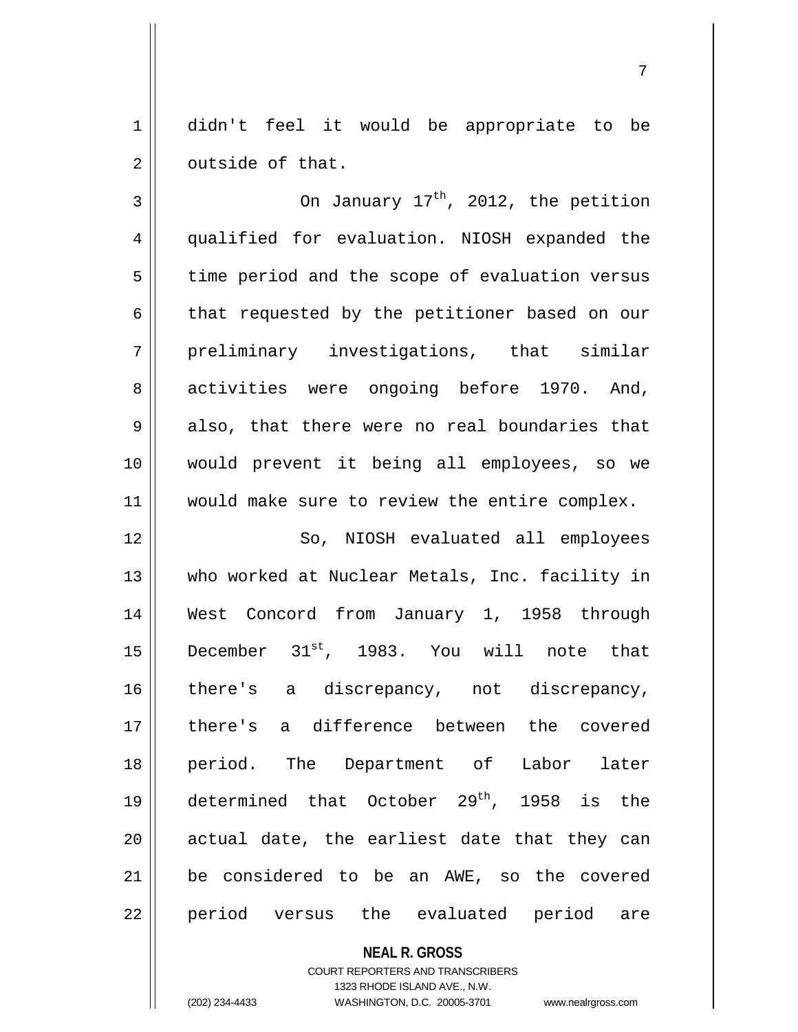didn't feel it would be appropriate to be outside of that.

On January 17th, 2012, the petition qualified for evaluation. NIOSH expanded the time period and the scope of evaluation versus that requested by the petitioner based on our preliminary investigations, that similar activities were ongoing before 1970. And, also, that there were no real boundaries that would prevent it being all employees, so we would make sure to review the entire complex.

So, NIOSH evaluated all employees who worked at Nuclear Metals, Inc. facility in West Concord from January 1, 1958 through December 31st, 1983. You will note that there's a discrepancy, not discrepancy, there's a difference between the covered period. The Department of Labor later determined that October 29th, 1958 is the actual date, the earliest date that they can be considered to be an AWE, so the covered period versus the evaluated period are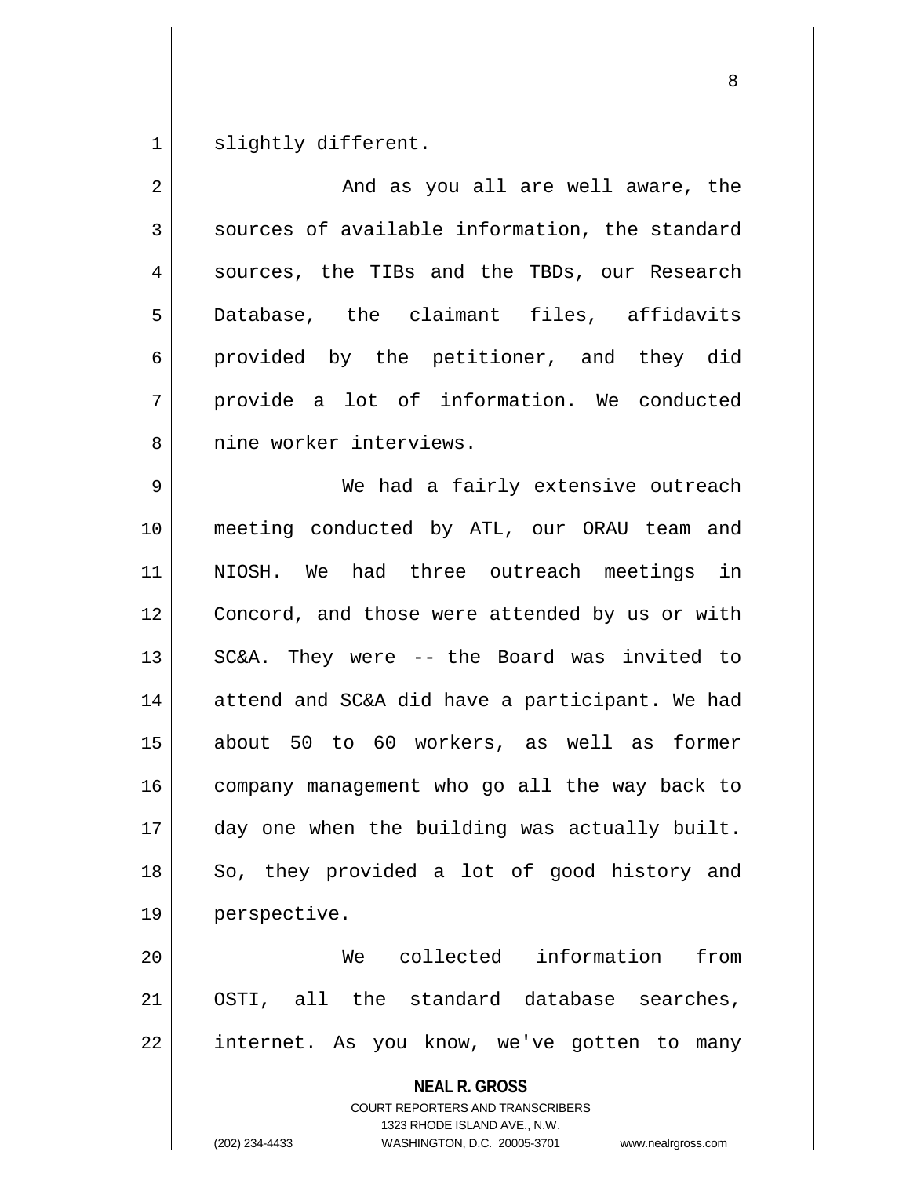slightly different.

And as you all are well aware, the sources of available information, the standard sources, the TIBs and the TBDs, our Research Database, the claimant files, affidavits provided by the petitioner, and they did provide a lot of information. We conducted nine worker interviews.

We had a fairly extensive outreach meeting conducted by ATL, our ORAU team and NIOSH. We had three outreach meetings in Concord, and those were attended by us or with SC&A. They were -- the Board was invited to attend and SC&A did have a participant. We had about 50 to 60 workers, as well as former company management who go all the way back to day one when the building was actually built. So, they provided a lot of good history and perspective.

We collected information from OSTI, all the standard database searches, internet. As you know, we've gotten to many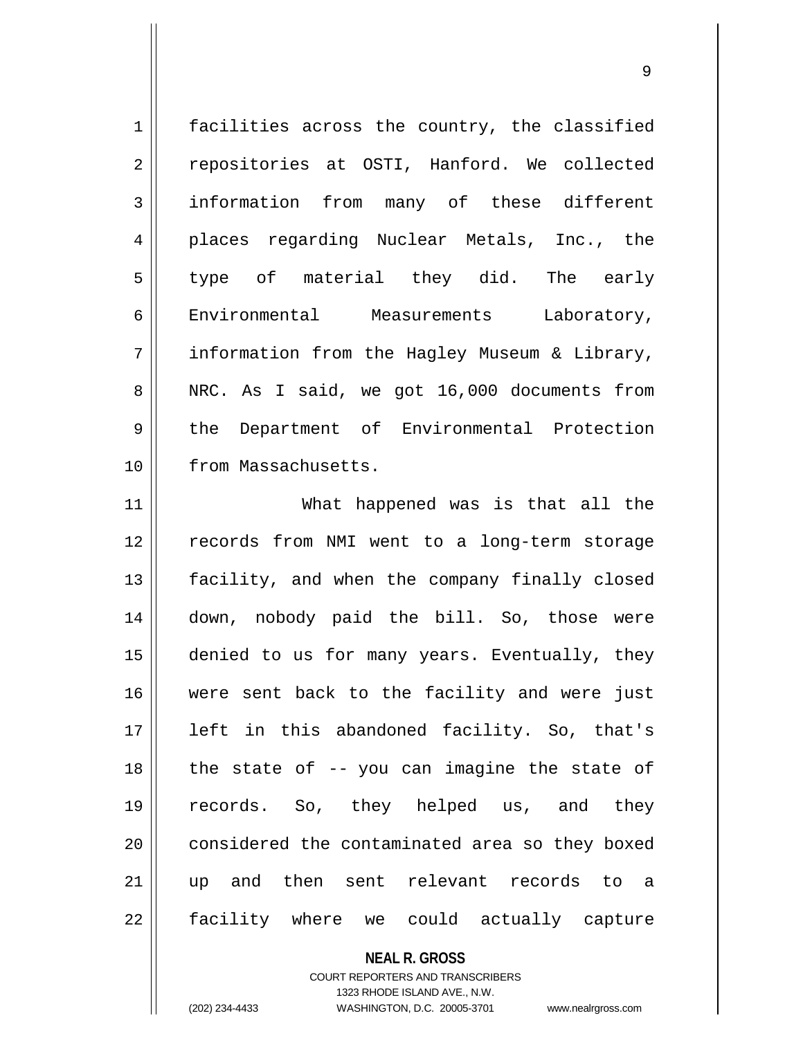facilities across the country, the classified repositories at OSTI, Hanford. We collected information from many of these different places regarding Nuclear Metals, Inc., the type of material they did. The early Environmental Measurements Laboratory, information from the Hagley Museum & Library, NRC. As I said, we got 16,000 documents from the Department of Environmental Protection from Massachusetts.

What happened was is that all the records from NMI went to a long-term storage facility, and when the company finally closed down, nobody paid the bill. So, those were denied to us for many years. Eventually, they were sent back to the facility and were just left in this abandoned facility. So, that's the state of -- you can imagine the state of records. So, they helped us, and they considered the contaminated area so they boxed up and then sent relevant records to a facility where we could actually capture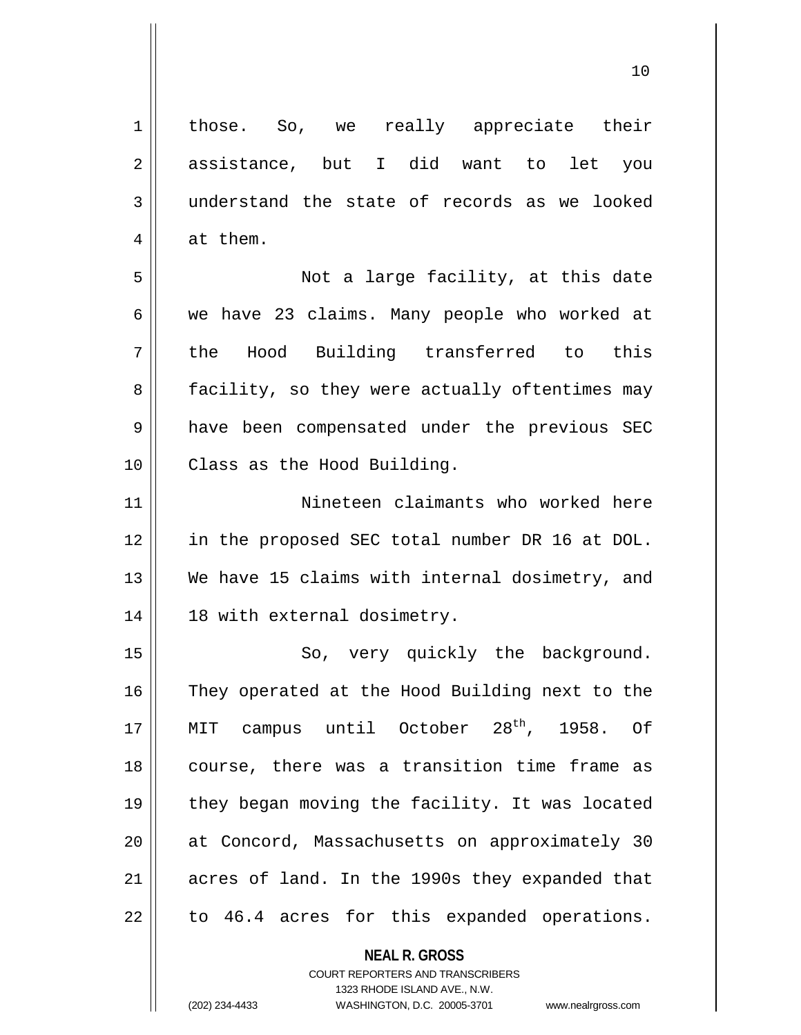those. So, we really appreciate their assistance, but I did want to let you understand the state of records as we looked at them.

Not a large facility, at this date we have 23 claims. Many people who worked at the Hood Building transferred to this facility, so they were actually oftentimes may have been compensated under the previous SEC Class as the Hood Building.

Nineteen claimants who worked here in the proposed SEC total number DR 16 at DOL. We have 15 claims with internal dosimetry, and 18 with external dosimetry.

So, very quickly the background. They operated at the Hood Building next to the MIT campus until October 28th, 1958. Of course, there was a transition time frame as they began moving the facility. It was located at Concord, Massachusetts on approximately 30 acres of land. In the 1990s they expanded that to 46.4 acres for this expanded operations.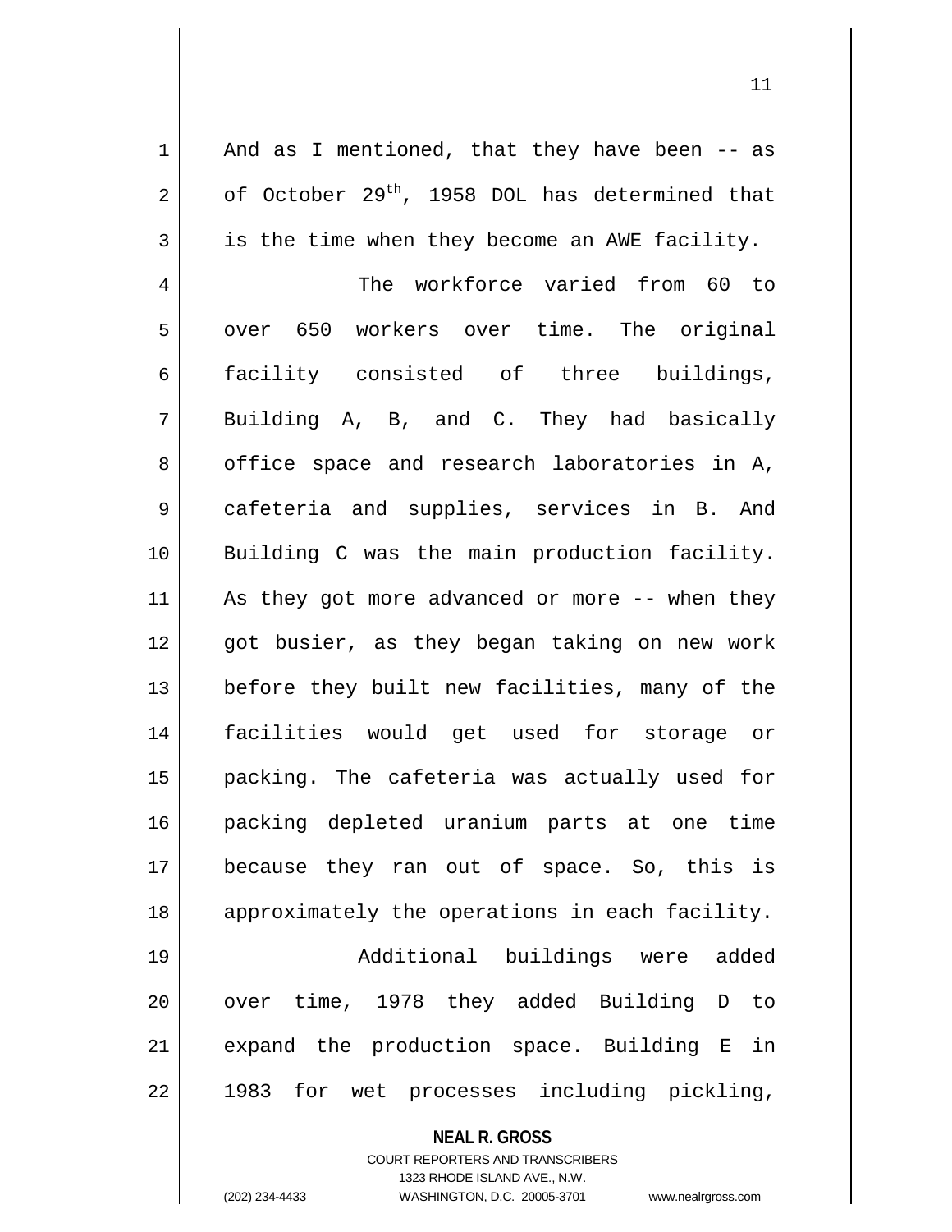And as I mentioned, that they have been -- as of October 29th, 1958 DOL has determined that is the time when they become an AWE facility.

The workforce varied from 60 to over 650 workers over time. The original facility consisted of three buildings, Building A, B, and C. They had basically office space and research laboratories in A, cafeteria and supplies, services in B. And Building C was the main production facility. As they got more advanced or more -- when they got busier, as they began taking on new work before they built new facilities, many of the facilities would get used for storage or packing. The cafeteria was actually used for packing depleted uranium parts at one time because they ran out of space. So, this is approximately the operations in each facility.

Additional buildings were added over time, 1978 they added Building D to expand the production space. Building E in 1983 for wet processes including pickling,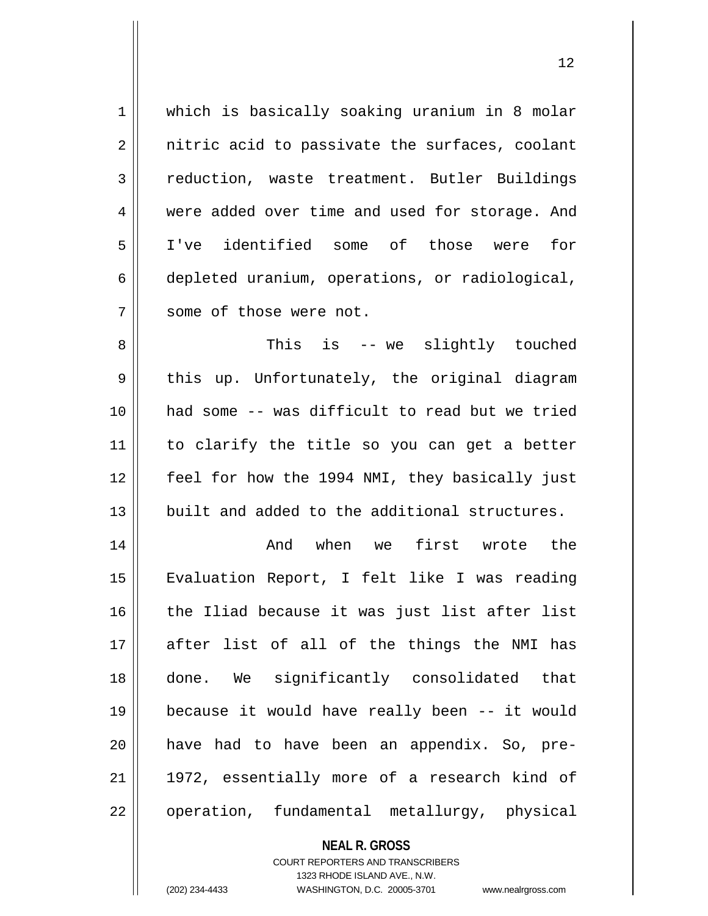which is basically soaking uranium in 8 molar nitric acid to passivate the surfaces, coolant reduction, waste treatment. Butler Buildings were added over time and used for storage. And I've identified some of those were for depleted uranium, operations, or radiological, some of those were not.

This is -- we slightly touched this up. Unfortunately, the original diagram had some -- was difficult to read but we tried to clarify the title so you can get a better feel for how the 1994 NMI, they basically just built and added to the additional structures.

And when we first wrote the Evaluation Report, I felt like I was reading the Iliad because it was just list after list after list of all of the things the NMI has done. We significantly consolidated that because it would have really been -- it would have had to have been an appendix. So, pre-1972, essentially more of a research kind of operation, fundamental metallurgy, physical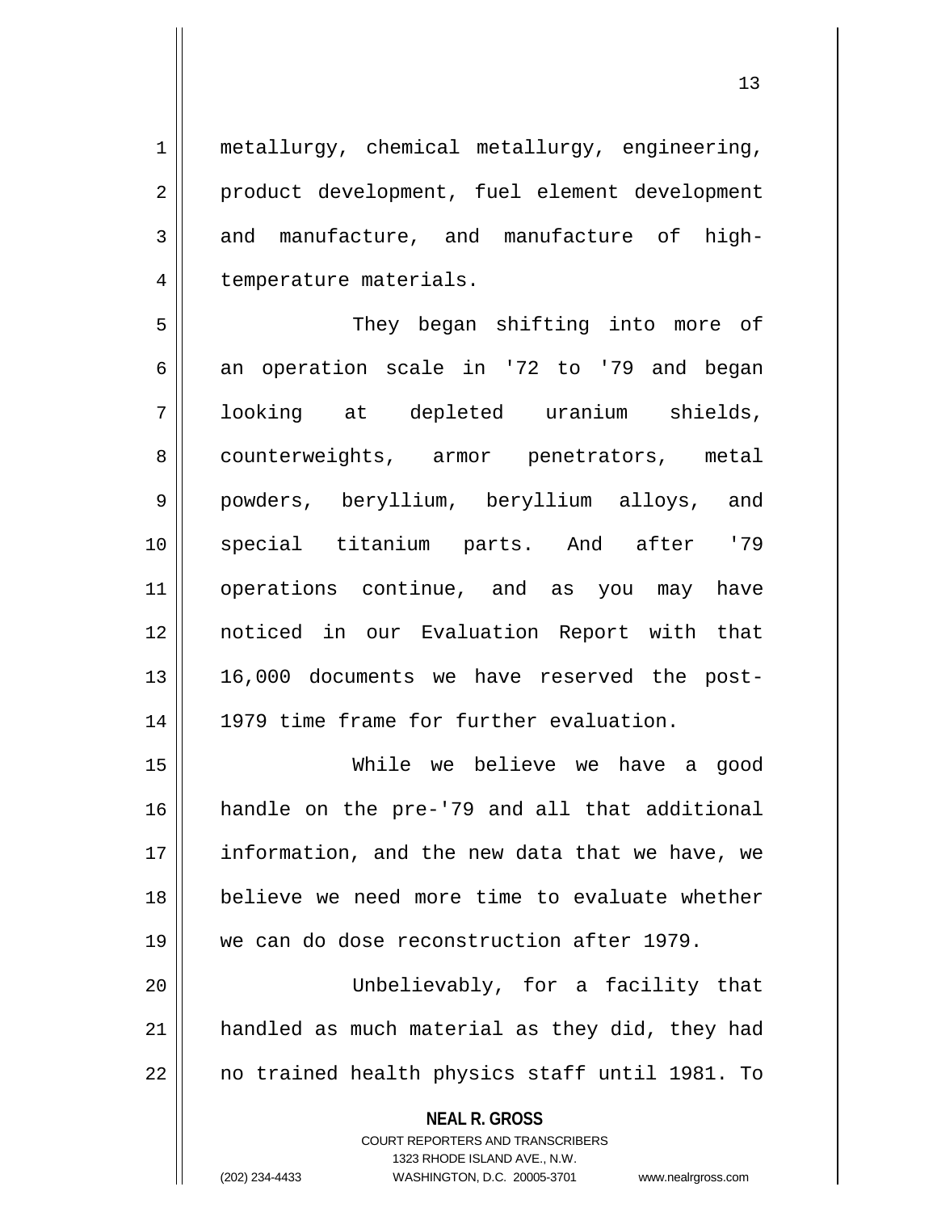metallurgy, chemical metallurgy, engineering, product development, fuel element development and manufacture, and manufacture of high-temperature materials.

They began shifting into more of an operation scale in '72 to '79 and began looking at depleted uranium shields, counterweights, armor penetrators, metal powders, beryllium, beryllium alloys, and special titanium parts. And after '79 operations continue, and as you may have noticed in our Evaluation Report with that 16,000 documents we have reserved the post-1979 time frame for further evaluation.

While we believe we have a good handle on the pre-'79 and all that additional information, and the new data that we have, we believe we need more time to evaluate whether we can do dose reconstruction after 1979.

Unbelievably, for a facility that handled as much material as they did, they had no trained health physics staff until 1981. To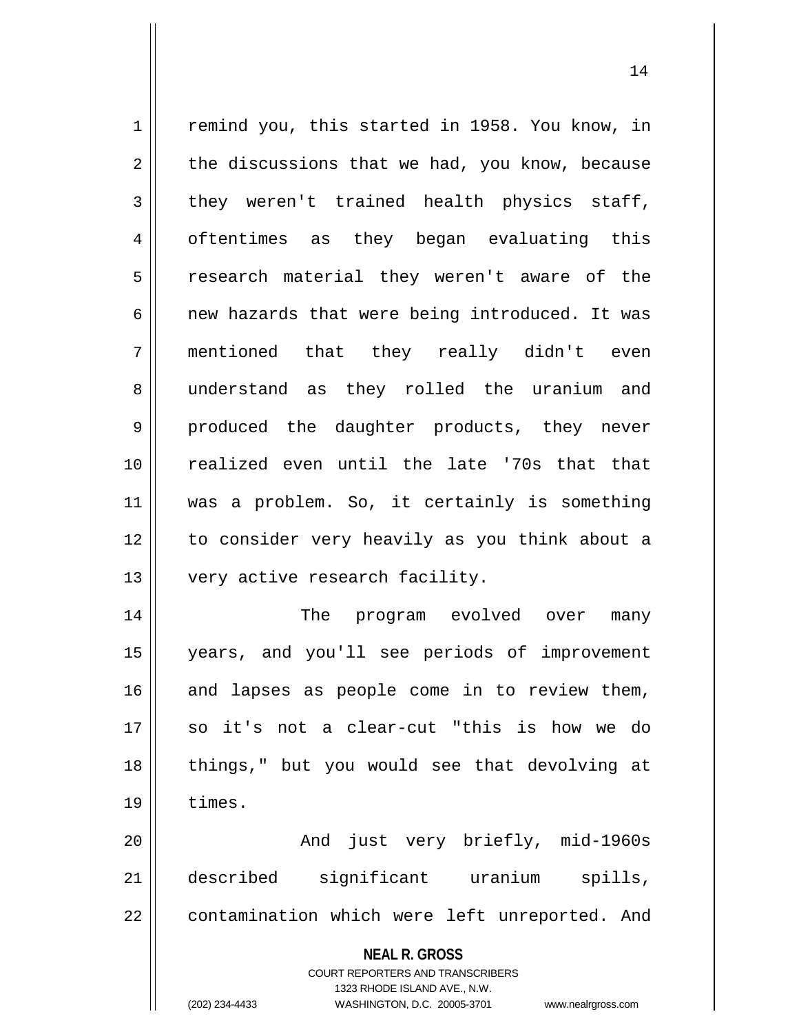remind you, this started in 1958. You know, in the discussions that we had, you know, because they weren't trained health physics staff, oftentimes as they began evaluating this research material they weren't aware of the new hazards that were being introduced. It was mentioned that they really didn't even understand as they rolled the uranium and produced the daughter products, they never realized even until the late '70s that that was a problem. So, it certainly is something to consider very heavily as you think about a very active research facility.

The program evolved over many years, and you'll see periods of improvement and lapses as people come in to review them, so it's not a clear-cut "this is how we do things," but you would see that devolving at times.

And just very briefly, mid-1960s described significant uranium spills, contamination which were left unreported. And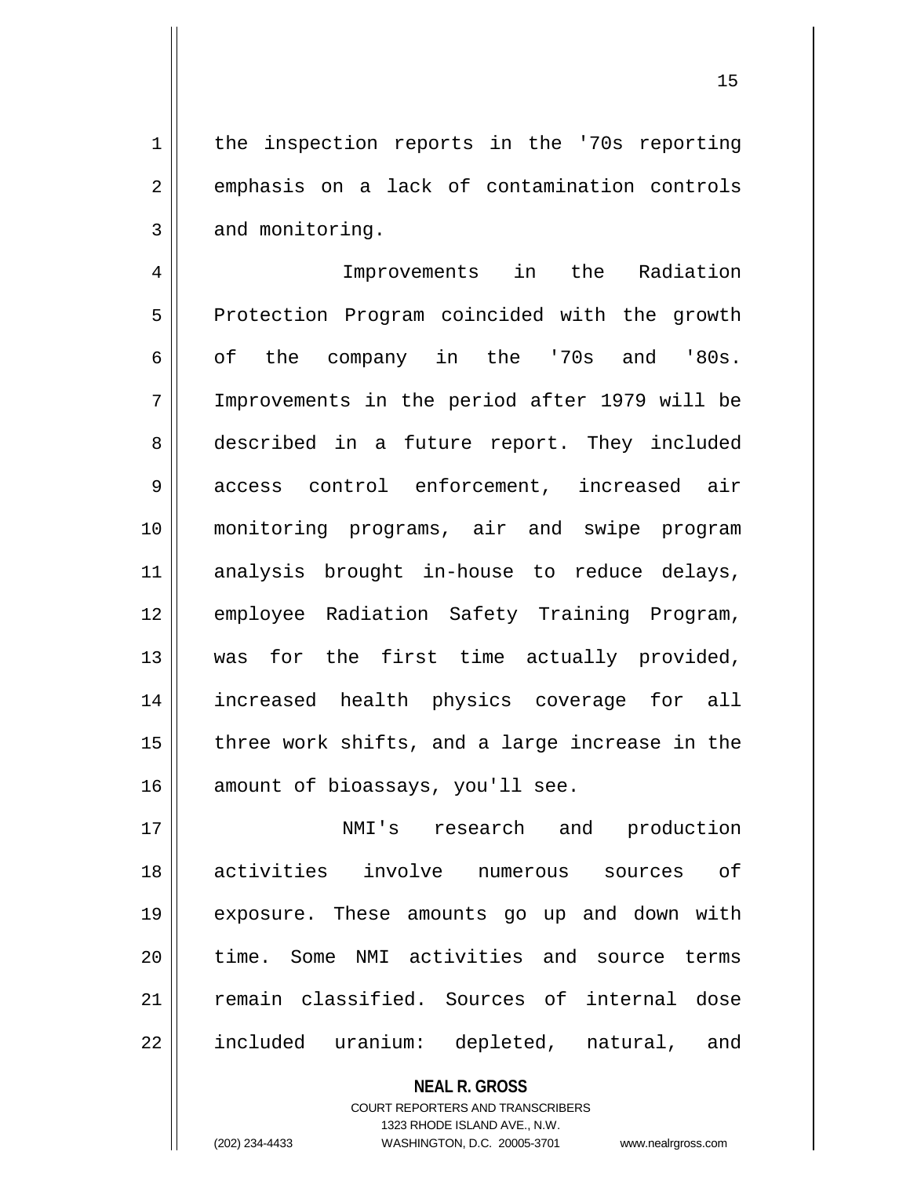the inspection reports in the '70s reporting emphasis on a lack of contamination controls and monitoring.

Improvements in the Radiation Protection Program coincided with the growth of the company in the '70s and '80s. Improvements in the period after 1979 will be described in a future report. They included access control enforcement, increased air monitoring programs, air and swipe program analysis brought in-house to reduce delays, employee Radiation Safety Training Program, was for the first time actually provided, increased health physics coverage for all three work shifts, and a large increase in the amount of bioassays, you'll see.

NMI's research and production activities involve numerous sources of exposure. These amounts go up and down with time. Some NMI activities and source terms remain classified. Sources of internal dose included uranium: depleted, natural, and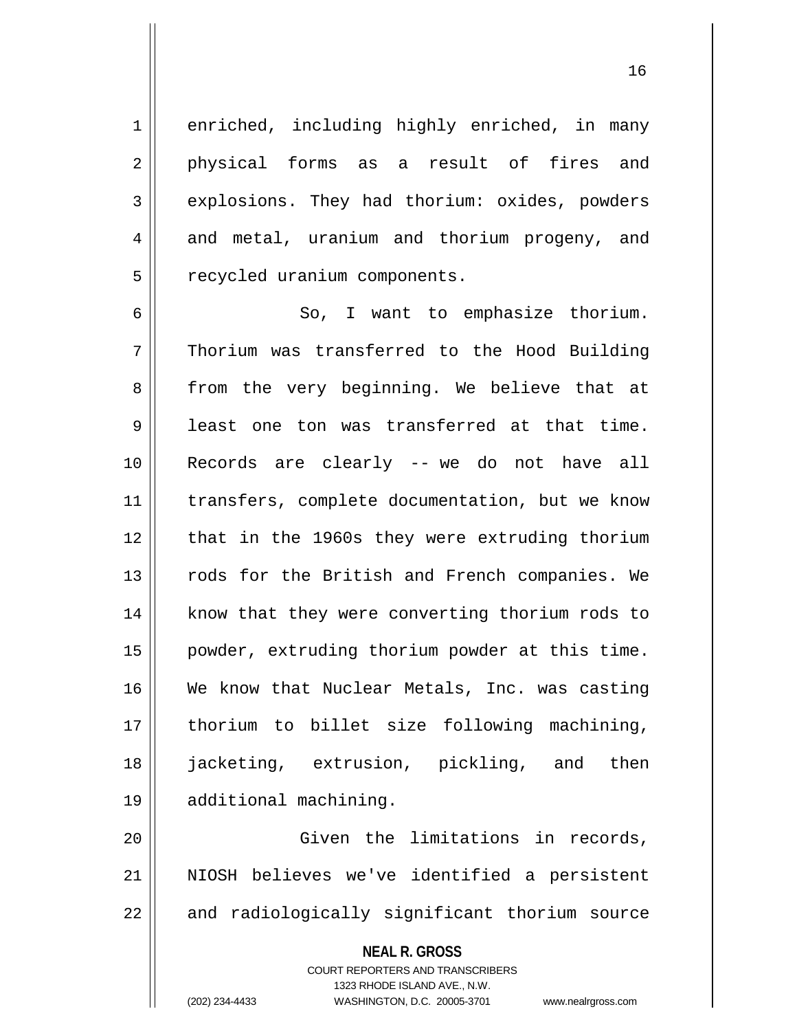enriched, including highly enriched, in many physical forms as a result of fires and explosions. They had thorium: oxides, powders and metal, uranium and thorium progeny, and recycled uranium components.

So, I want to emphasize thorium. Thorium was transferred to the Hood Building from the very beginning. We believe that at least one ton was transferred at that time. Records are clearly -- we do not have all transfers, complete documentation, but we know that in the 1960s they were extruding thorium rods for the British and French companies. We know that they were converting thorium rods to powder, extruding thorium powder at this time. We know that Nuclear Metals, Inc. was casting thorium to billet size following machining, jacketing, extrusion, pickling, and then additional machining.

Given the limitations in records, NIOSH believes we've identified a persistent and radiologically significant thorium source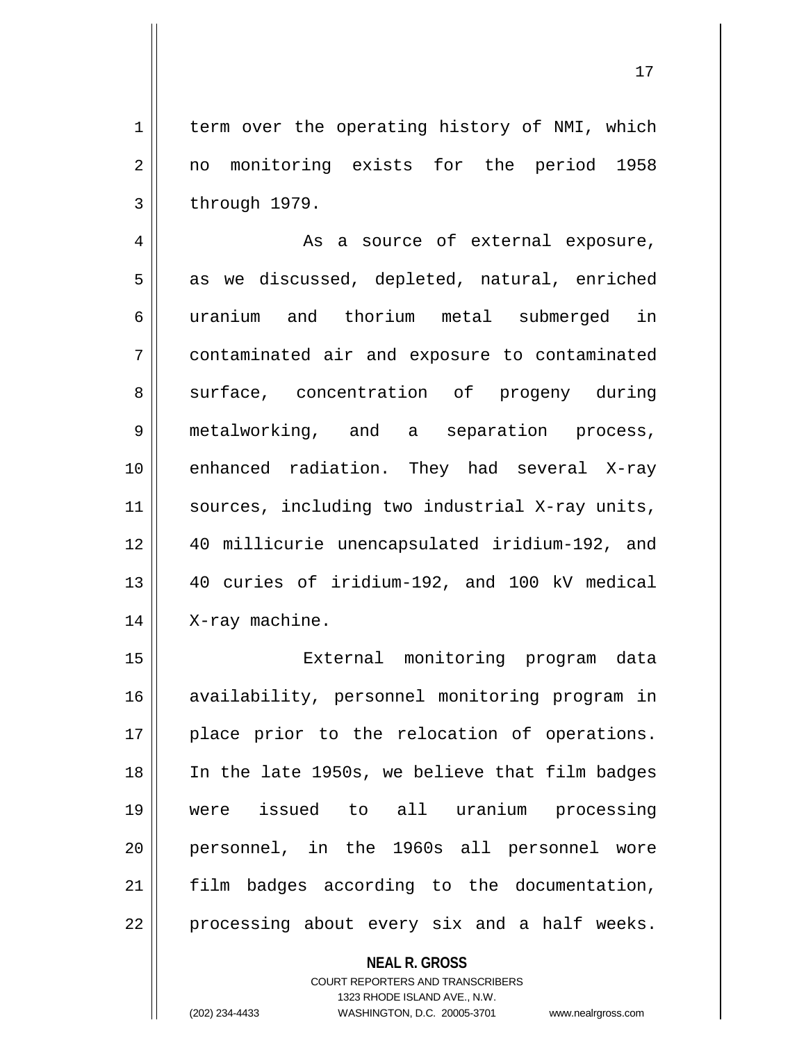term over the operating history of NMI, which no monitoring exists for the period 1958 through 1979.

As a source of external exposure, as we discussed, depleted, natural, enriched uranium and thorium metal submerged in contaminated air and exposure to contaminated surface, concentration of progeny during metalworking, and a separation process, enhanced radiation. They had several X-ray sources, including two industrial X-ray units, 40 millicurie unencapsulated iridium-192, and 40 curies of iridium-192, and 100 kV medical X-ray machine.

External monitoring program data availability, personnel monitoring program in place prior to the relocation of operations. In the late 1950s, we believe that film badges were issued to all uranium processing personnel, in the 1960s all personnel wore film badges according to the documentation, processing about every six and a half weeks.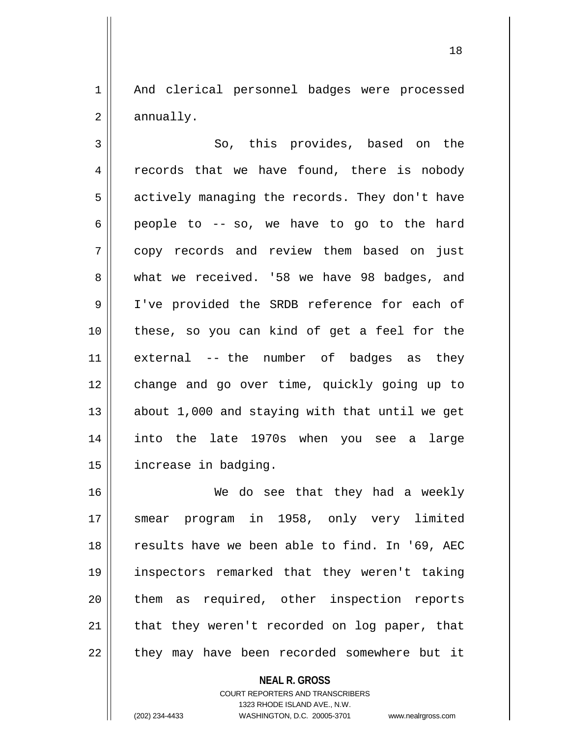And clerical personnel badges were processed annually.

So, this provides, based on the records that we have found, there is nobody actively managing the records. They don't have people to -- so, we have to go to the hard copy records and review them based on just what we received. '58 we have 98 badges, and I've provided the SRDB reference for each of these, so you can kind of get a feel for the external -- the number of badges as they change and go over time, quickly going up to about 1,000 and staying with that until we get into the late 1970s when you see a large increase in badging.

We do see that they had a weekly smear program in 1958, only very limited results have we been able to find. In '69, AEC inspectors remarked that they weren't taking them as required, other inspection reports that they weren't recorded on log paper, that they may have been recorded somewhere but it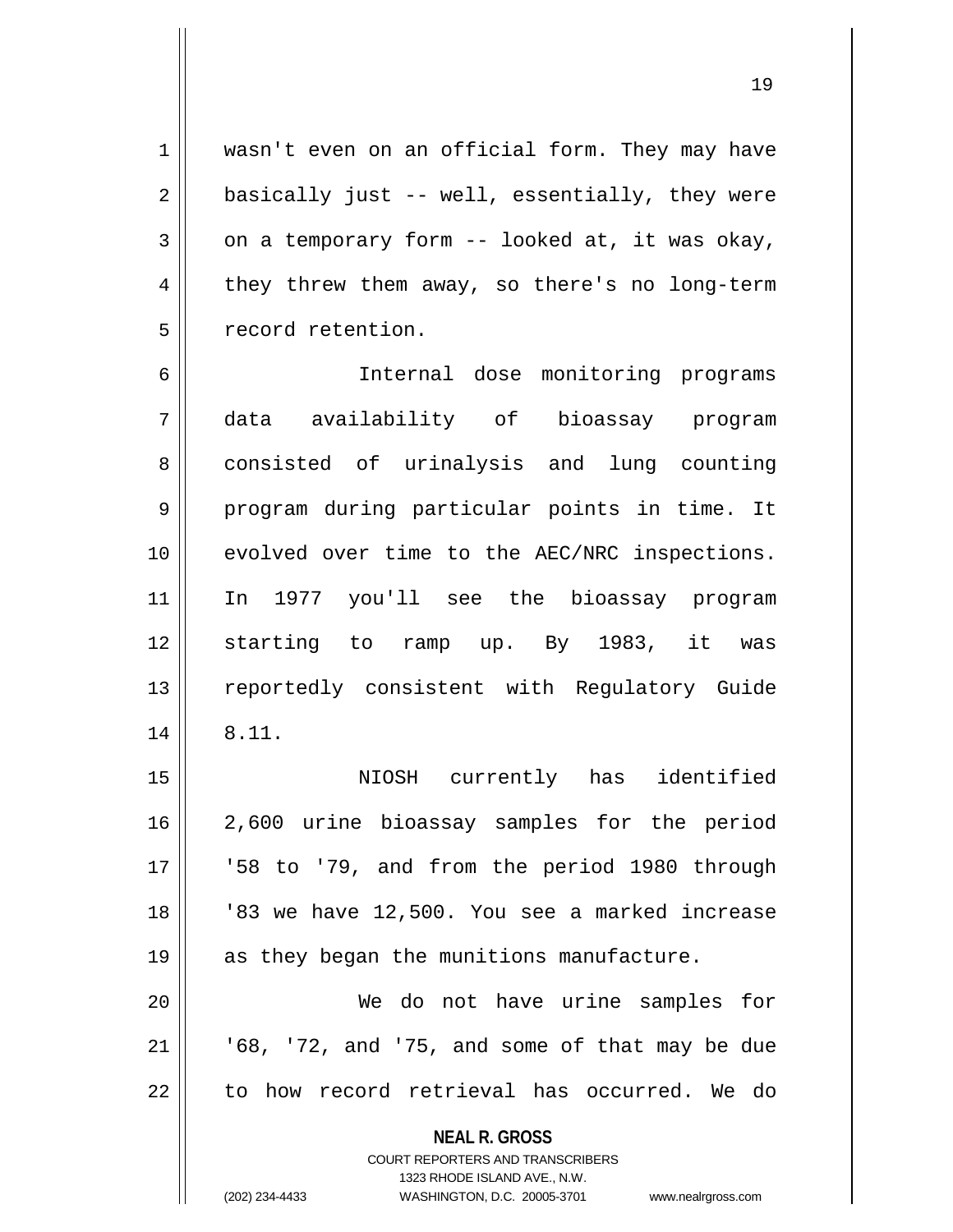wasn't even on an official form. They may have basically just -- well, essentially, they were on a temporary form -- looked at, it was okay, they threw them away, so there's no long-term record retention.

Internal dose monitoring programs data availability of bioassay program consisted of urinalysis and lung counting program during particular points in time. It evolved over time to the AEC/NRC inspections. In 1977 you'll see the bioassay program starting to ramp up. By 1983, it was reportedly consistent with Regulatory Guide 8.11.

NIOSH currently has identified 2,600 urine bioassay samples for the period '58 to '79, and from the period 1980 through '83 we have 12,500. You see a marked increase as they began the munitions manufacture.

We do not have urine samples for '68, '72, and '75, and some of that may be due to how record retrieval has occurred. We do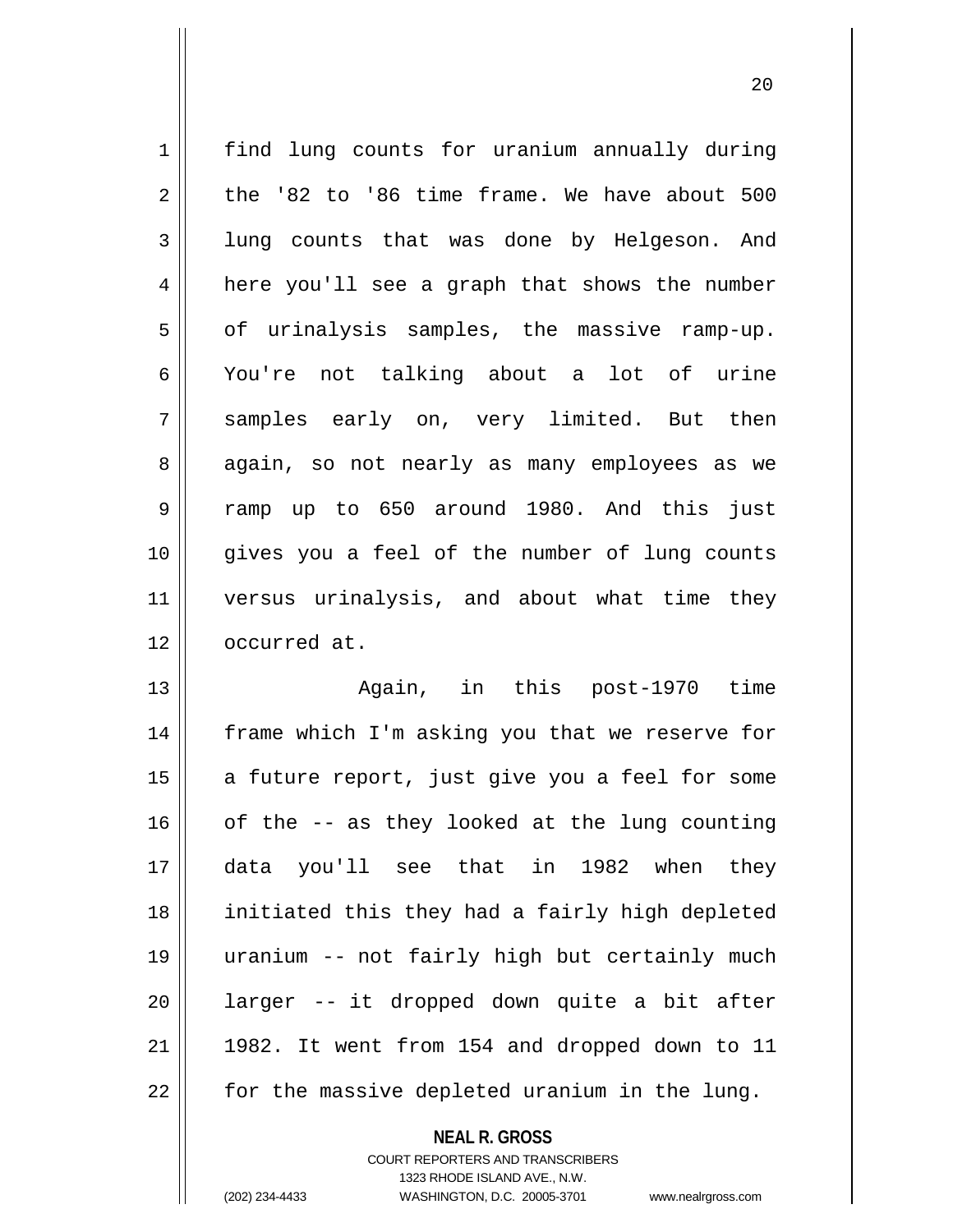find lung counts for uranium annually during the '82 to '86 time frame. We have about 500 lung counts that was done by Helgeson. And here you'll see a graph that shows the number of urinalysis samples, the massive ramp-up. You're not talking about a lot of urine samples early on, very limited. But then again, so not nearly as many employees as we ramp up to 650 around 1980. And this just gives you a feel of the number of lung counts versus urinalysis, and about what time they occurred at.

Again, in this post-1970 time frame which I'm asking you that we reserve for a future report, just give you a feel for some of the -- as they looked at the lung counting data you'll see that in 1982 when they initiated this they had a fairly high depleted uranium -- not fairly high but certainly much larger -- it dropped down quite a bit after 1982. It went from 154 and dropped down to 11 for the massive depleted uranium in the lung.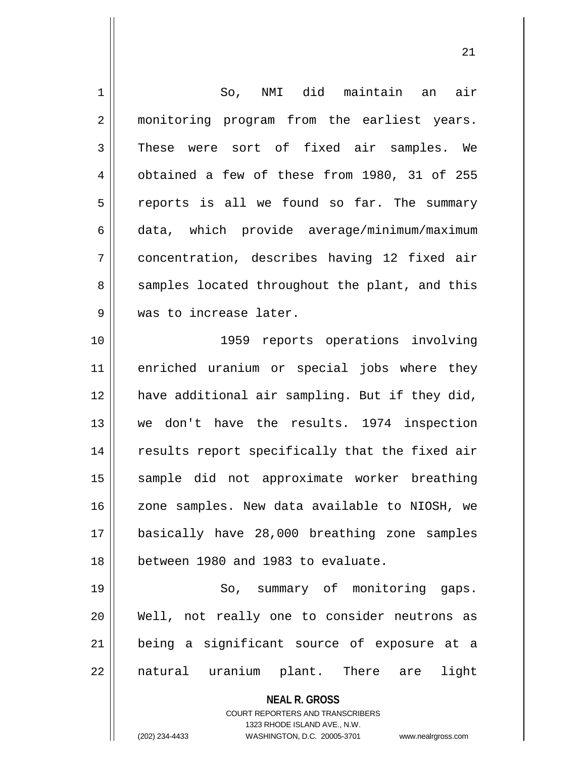So, NMI did maintain an air monitoring program from the earliest years. These were sort of fixed air samples. We obtained a few of these from 1980, 31 of 255 reports is all we found so far. The summary data, which provide average/minimum/maximum concentration, describes having 12 fixed air samples located throughout the plant, and this was to increase later.

1959 reports operations involving enriched uranium or special jobs where they have additional air sampling. But if they did, we don't have the results. 1974 inspection results report specifically that the fixed air sample did not approximate worker breathing zone samples. New data available to NIOSH, we basically have 28,000 breathing zone samples between 1980 and 1983 to evaluate.

So, summary of monitoring gaps. Well, not really one to consider neutrons as being a significant source of exposure at a natural uranium plant. There are light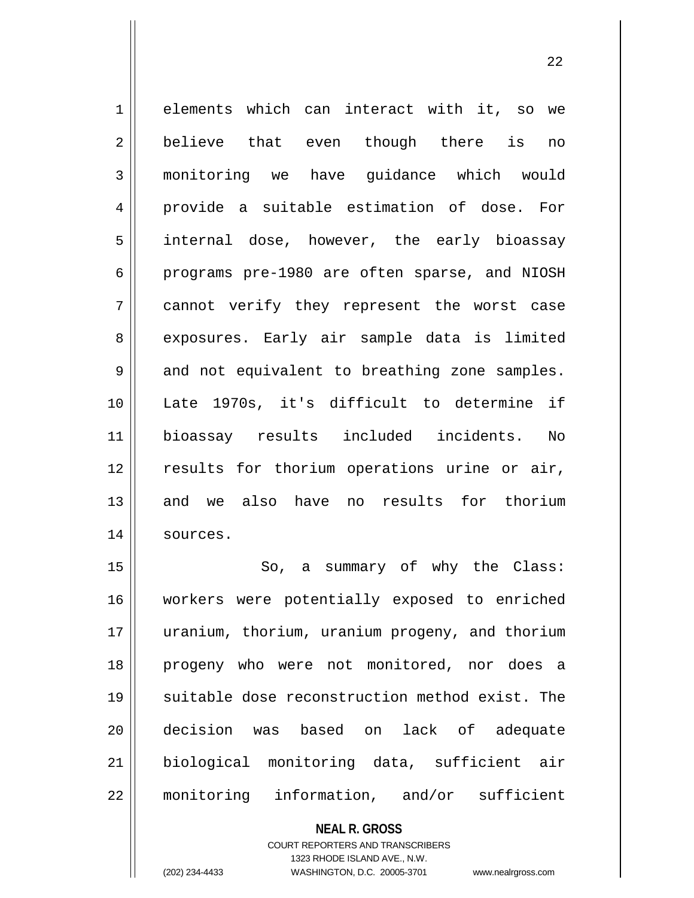elements which can interact with it, so we believe that even though there is no monitoring we have guidance which would provide a suitable estimation of dose. For internal dose, however, the early bioassay programs pre-1980 are often sparse, and NIOSH cannot verify they represent the worst case exposures. Early air sample data is limited and not equivalent to breathing zone samples. Late 1970s, it's difficult to determine if bioassay results included incidents. No results for thorium operations urine or air, and we also have no results for thorium sources.

So, a summary of why the Class: workers were potentially exposed to enriched uranium, thorium, uranium progeny, and thorium progeny who were not monitored, nor does a suitable dose reconstruction method exist. The decision was based on lack of adequate biological monitoring data, sufficient air monitoring information, and/or sufficient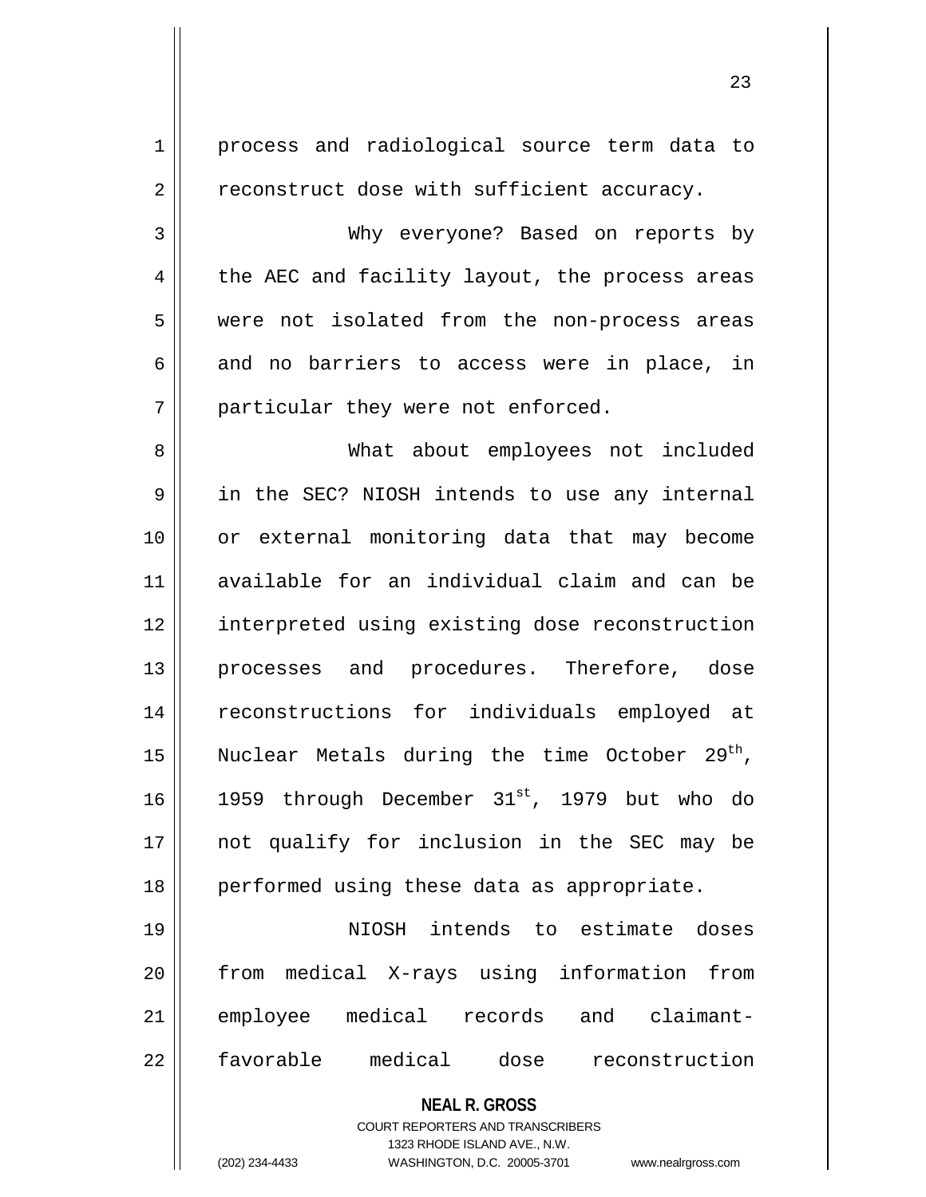process and radiological source term data to reconstruct dose with sufficient accuracy.

Why everyone? Based on reports by the AEC and facility layout, the process areas were not isolated from the non-process areas and no barriers to access were in place, in particular they were not enforced.

What about employees not included in the SEC? NIOSH intends to use any internal or external monitoring data that may become available for an individual claim and can be interpreted using existing dose reconstruction processes and procedures. Therefore, dose reconstructions for individuals employed at Nuclear Metals during the time October 29th, 1959 through December 31st, 1979 but who do not qualify for inclusion in the SEC may be performed using these data as appropriate.

NIOSH intends to estimate doses from medical X-rays using information from employee medical records and claimant-favorable medical dose reconstruction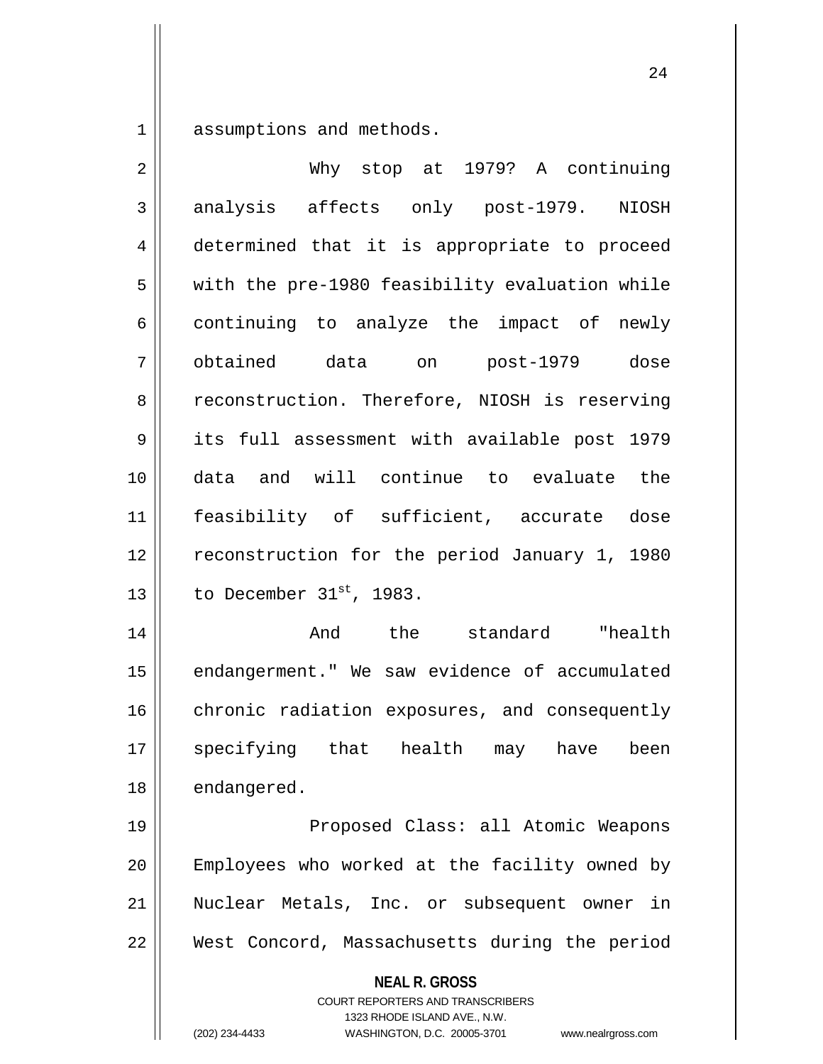assumptions and methods.

Why stop at 1979? A continuing analysis affects only post-1979. NIOSH determined that it is appropriate to proceed with the pre-1980 feasibility evaluation while continuing to analyze the impact of newly obtained data on post-1979 dose reconstruction. Therefore, NIOSH is reserving its full assessment with available post 1979 data and will continue to evaluate the feasibility of sufficient, accurate dose reconstruction for the period January 1, 1980 to December 31st, 1983.

And the standard "health endangerment." We saw evidence of accumulated chronic radiation exposures, and consequently specifying that health may have been endangered.

Proposed Class: all Atomic Weapons Employees who worked at the facility owned by Nuclear Metals, Inc. or subsequent owner in West Concord, Massachusetts during the period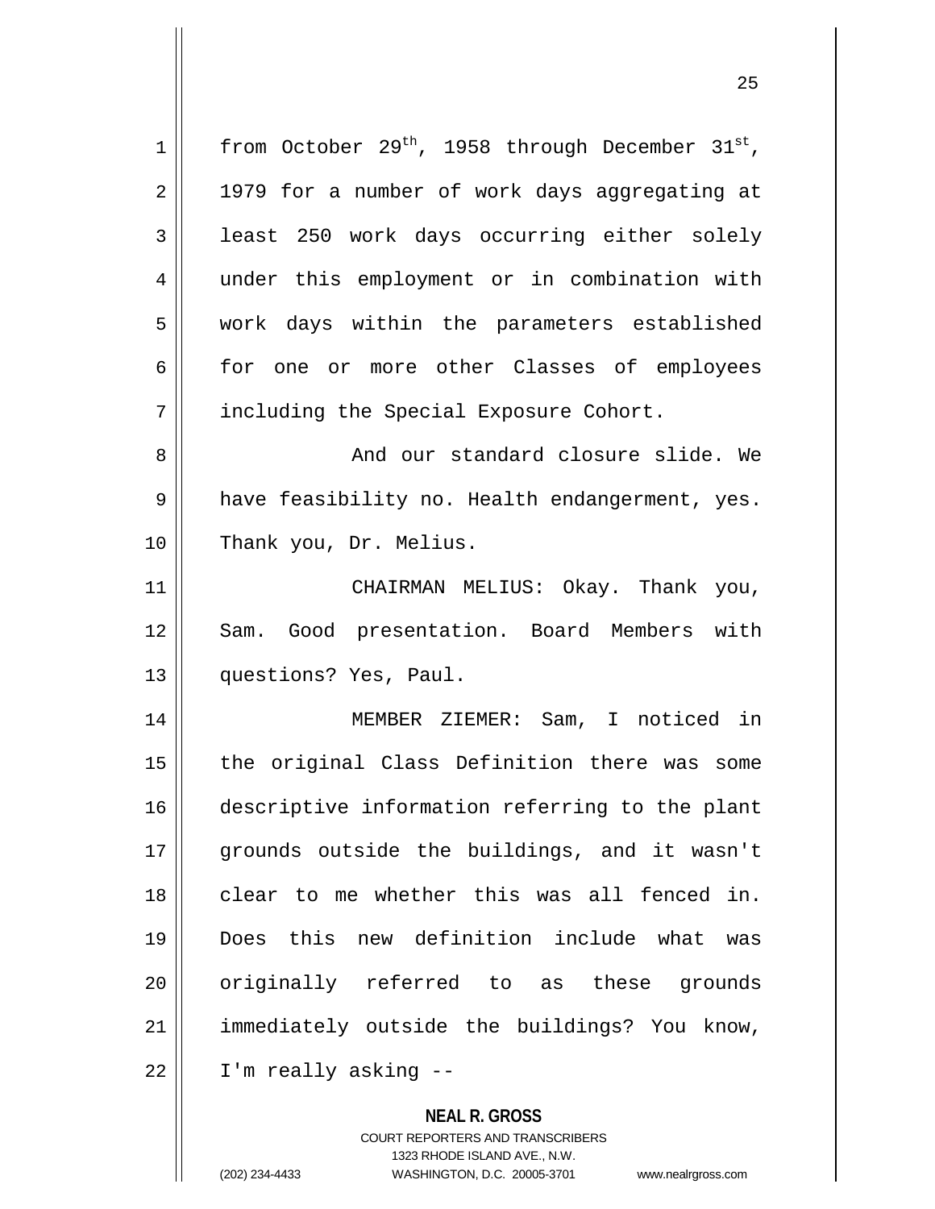from October 29th, 1958 through December 31st, 1979 for a number of work days aggregating at least 250 work days occurring either solely under this employment or in combination with work days within the parameters established for one or more other Classes of employees including the Special Exposure Cohort.

And our standard closure slide. We have feasibility no. Health endangerment, yes. Thank you, Dr. Melius.

CHAIRMAN MELIUS: Okay. Thank you, Sam. Good presentation. Board Members with questions? Yes, Paul.

MEMBER ZIEMER: Sam, I noticed in the original Class Definition there was some descriptive information referring to the plant grounds outside the buildings, and it wasn't clear to me whether this was all fenced in. Does this new definition include what was originally referred to as these grounds immediately outside the buildings? You know, I'm really asking --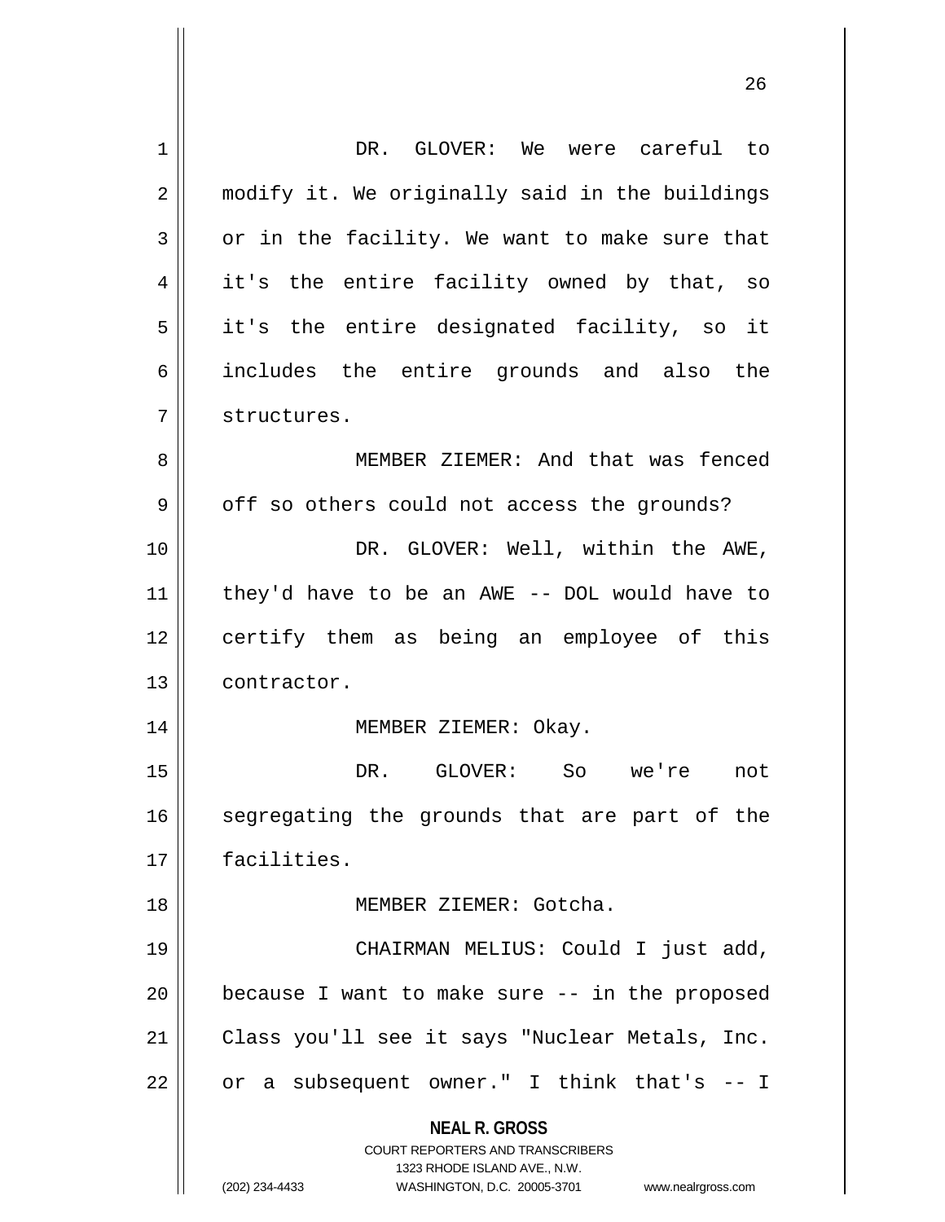DR. GLOVER: We were careful to modify it. We originally said in the buildings or in the facility. We want to make sure that it's the entire facility owned by that, so it's the entire designated facility, so it includes the entire grounds and also the structures.

MEMBER ZIEMER: And that was fenced off so others could not access the grounds?

DR. GLOVER: Well, within the AWE, they'd have to be an AWE -- DOL would have to certify them as being an employee of this contractor.

MEMBER ZIEMER: Okay.

DR. GLOVER: So we're not segregating the grounds that are part of the facilities.

MEMBER ZIEMER: Gotcha.

CHAIRMAN MELIUS: Could I just add, because I want to make sure -- in the proposed Class you'll see it says "Nuclear Metals, Inc. or a subsequent owner." I think that's -- I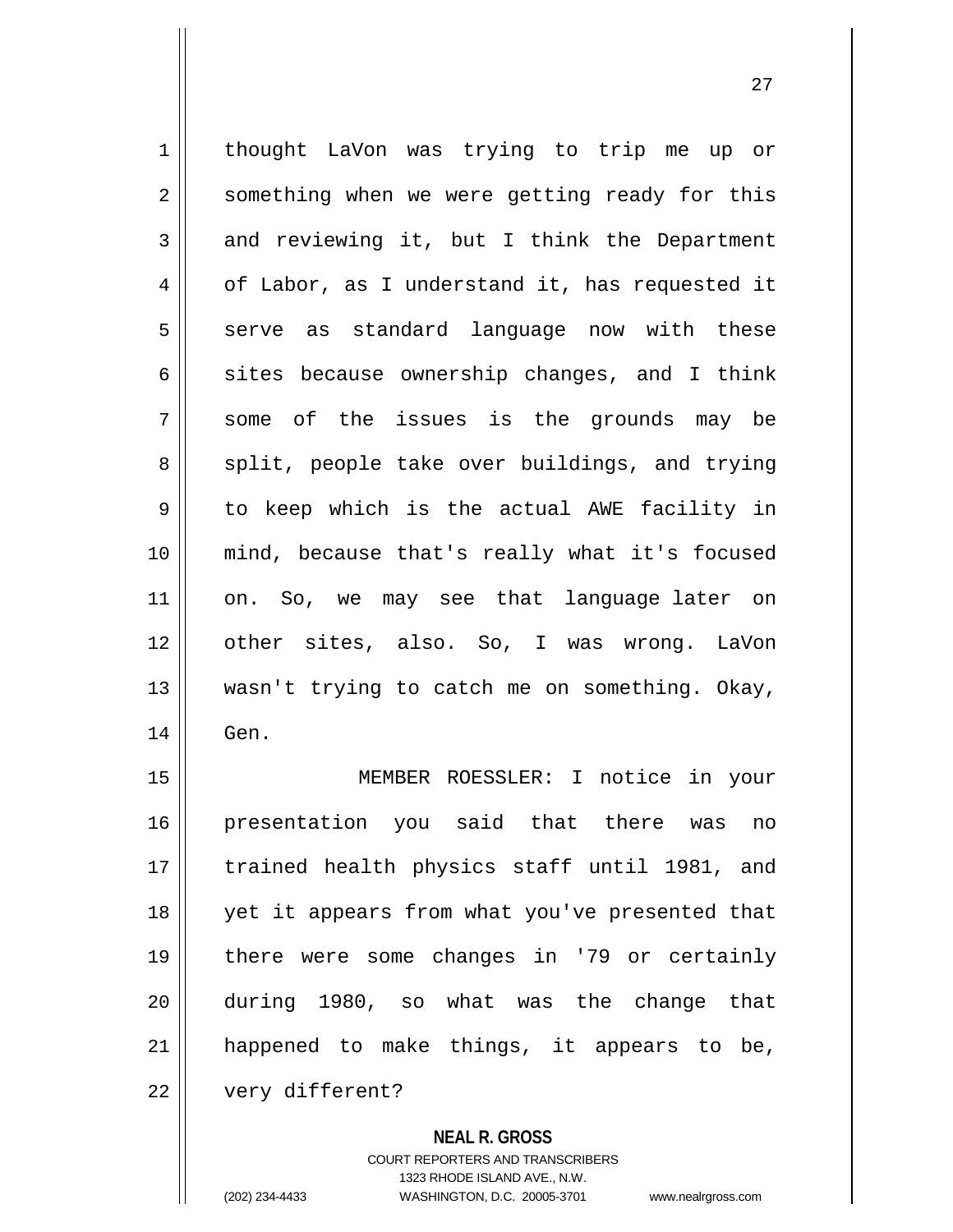thought LaVon was trying to trip me up or something when we were getting ready for this and reviewing it, but I think the Department of Labor, as I understand it, has requested it serve as standard language now with these sites because ownership changes, and I think some of the issues is the grounds may be split, people take over buildings, and trying to keep which is the actual AWE facility in mind, because that's really what it's focused on. So, we may see that language later on other sites, also. So, I was wrong. LaVon wasn't trying to catch me on something. Okay, Gen.

MEMBER ROESSLER: I notice in your presentation you said that there was no trained health physics staff until 1981, and yet it appears from what you've presented that there were some changes in '79 or certainly during 1980, so what was the change that happened to make things, it appears to be, very different?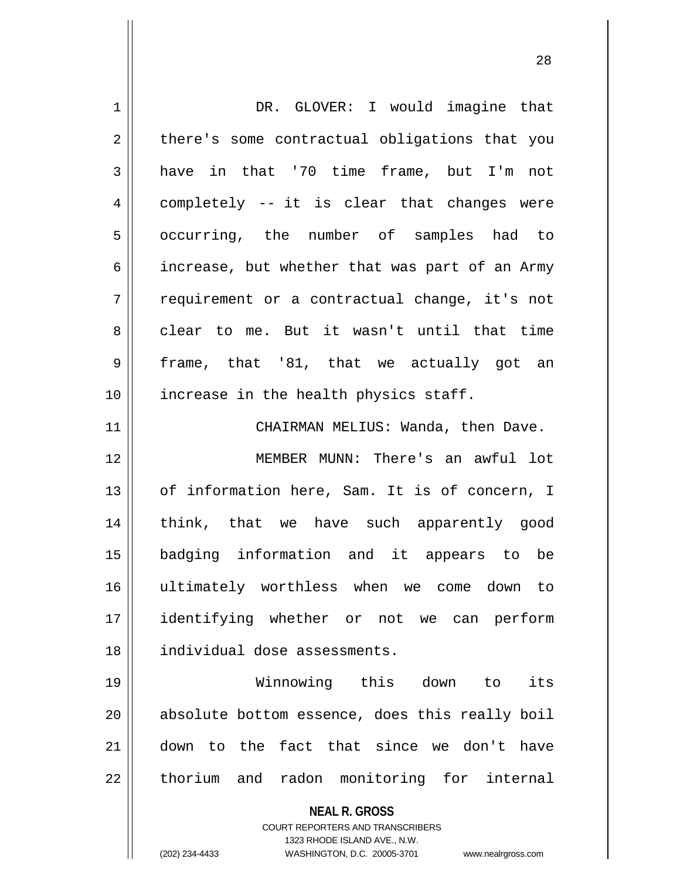DR. GLOVER: I would imagine that there's some contractual obligations that you have in that '70 time frame, but I'm not completely -- it is clear that changes were occurring, the number of samples had to increase, but whether that was part of an Army requirement or a contractual change, it's not clear to me. But it wasn't until that time frame, that '81, that we actually got an increase in the health physics staff.

CHAIRMAN MELIUS: Wanda, then Dave.

MEMBER MUNN: There's an awful lot of information here, Sam. It is of concern, I think, that we have such apparently good badging information and it appears to be ultimately worthless when we come down to identifying whether or not we can perform individual dose assessments.

Winnowing this down to its absolute bottom essence, does this really boil down to the fact that since we don't have thorium and radon monitoring for internal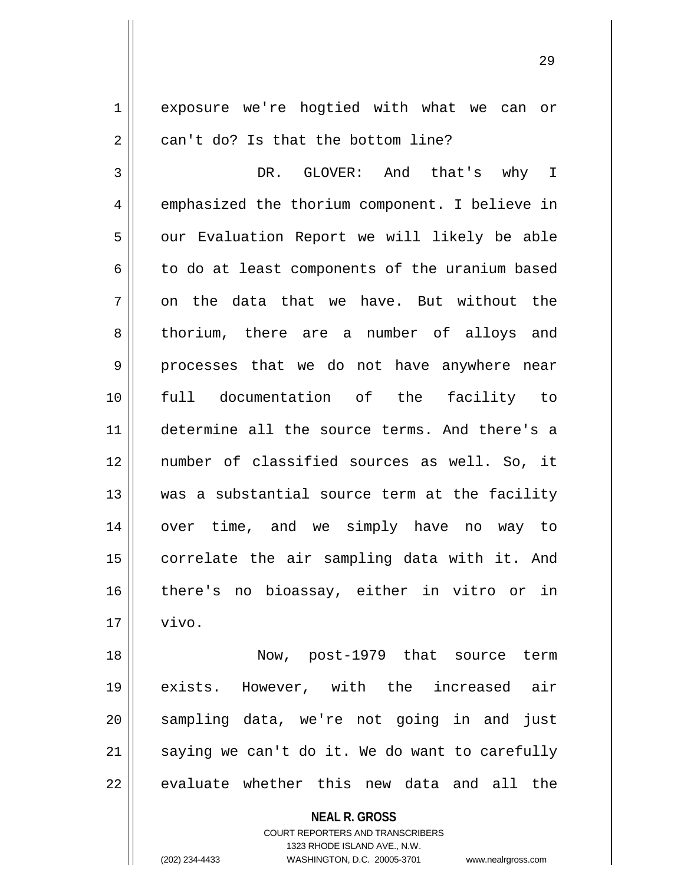exposure we're hogtied with what we can or can't do? Is that the bottom line?

DR. GLOVER: And that's why I emphasized the thorium component. I believe in our Evaluation Report we will likely be able to do at least components of the uranium based on the data that we have. But without the thorium, there are a number of alloys and processes that we do not have anywhere near full documentation of the facility to determine all the source terms. And there's a number of classified sources as well. So, it was a substantial source term at the facility over time, and we simply have no way to correlate the air sampling data with it. And there's no bioassay, either in vitro or in vivo.

Now, post-1979 that source term exists. However, with the increased air sampling data, we're not going in and just saying we can't do it. We do want to carefully evaluate whether this new data and all the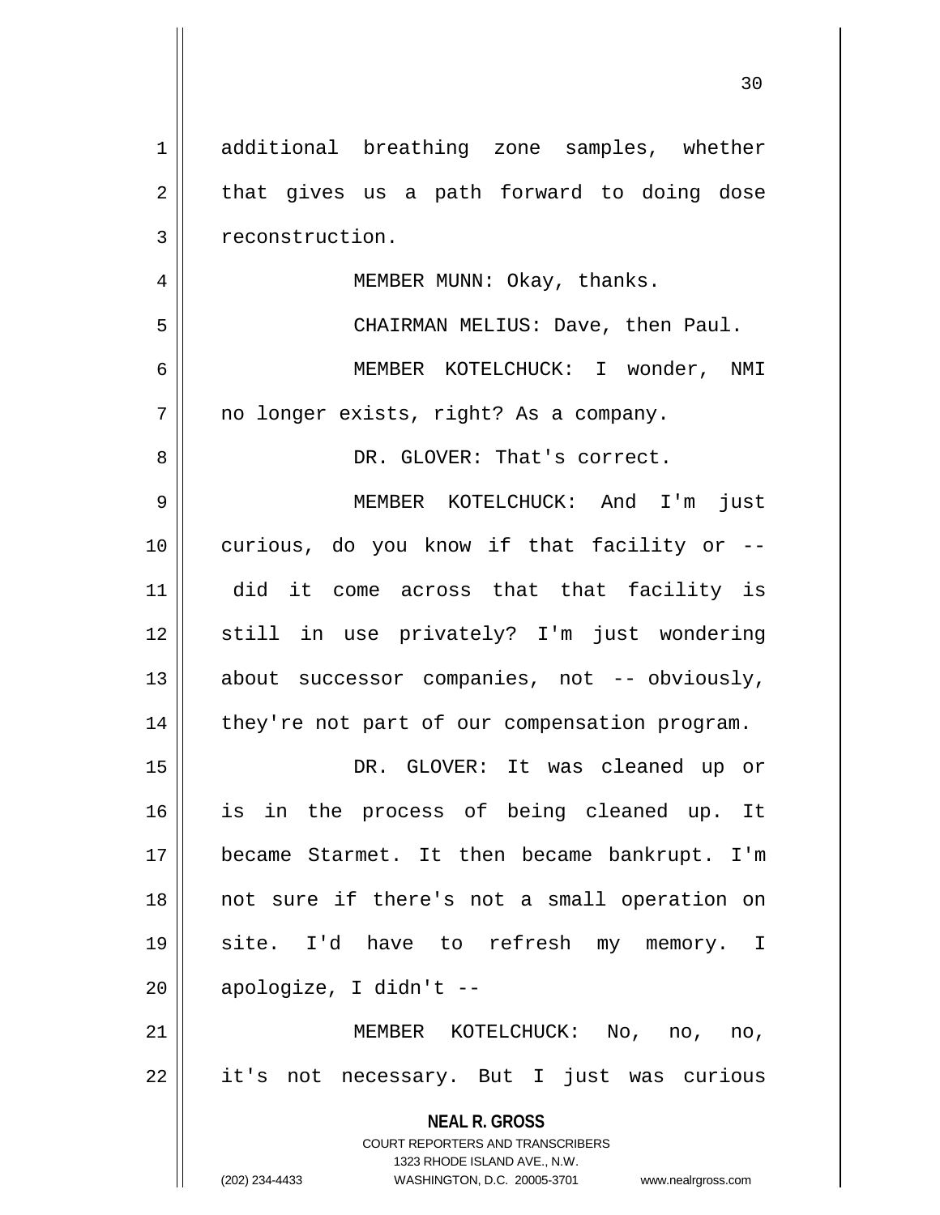additional breathing zone samples, whether that gives us a path forward to doing dose reconstruction.

MEMBER MUNN: Okay, thanks.

CHAIRMAN MELIUS: Dave, then Paul.

MEMBER KOTELCHUCK: I wonder, NMI no longer exists, right? As a company.

DR. GLOVER: That's correct.

MEMBER KOTELCHUCK: And I'm just curious, do you know if that facility or -- did it come across that that facility is still in use privately? I'm just wondering about successor companies, not -- obviously, they're not part of our compensation program.

DR. GLOVER: It was cleaned up or is in the process of being cleaned up. It became Starmet. It then became bankrupt. I'm not sure if there's not a small operation on site. I'd have to refresh my memory. I apologize, I didn't --

MEMBER KOTELCHUCK: No, no, no, it's not necessary. But I just was curious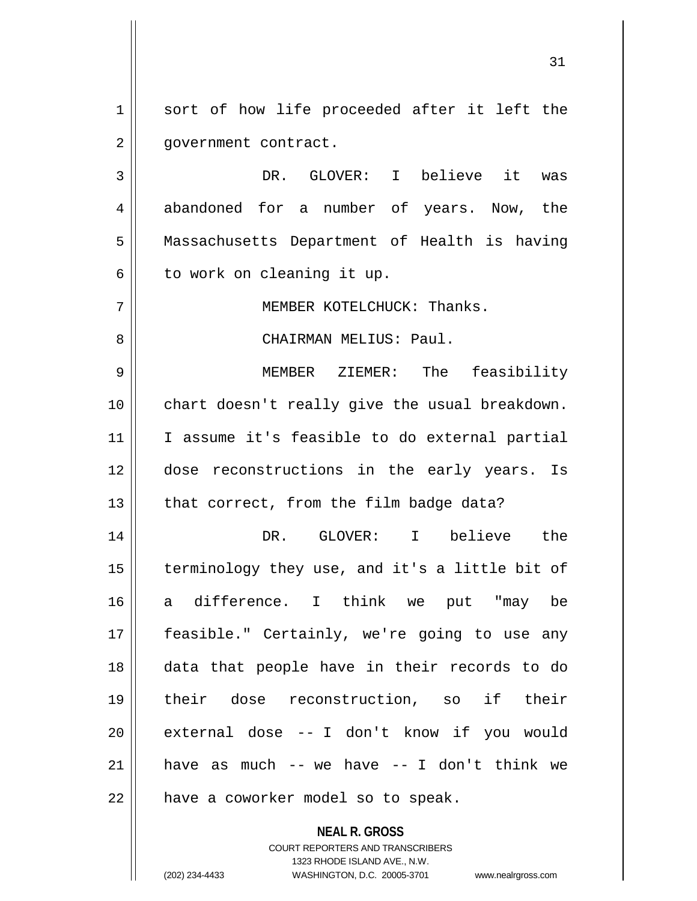sort of how life proceeded after it left the government contract.

DR. GLOVER: I believe it was abandoned for a number of years. Now, the Massachusetts Department of Health is having to work on cleaning it up.

MEMBER KOTELCHUCK: Thanks.

CHAIRMAN MELIUS: Paul.

MEMBER ZIEMER: The feasibility chart doesn't really give the usual breakdown. I assume it's feasible to do external partial dose reconstructions in the early years. Is that correct, from the film badge data?

DR. GLOVER: I believe the terminology they use, and it's a little bit of a difference. I think we put "may be feasible." Certainly, we're going to use any data that people have in their records to do their dose reconstruction, so if their external dose -- I don't know if you would have as much -- we have -- I don't think we have a coworker model so to speak.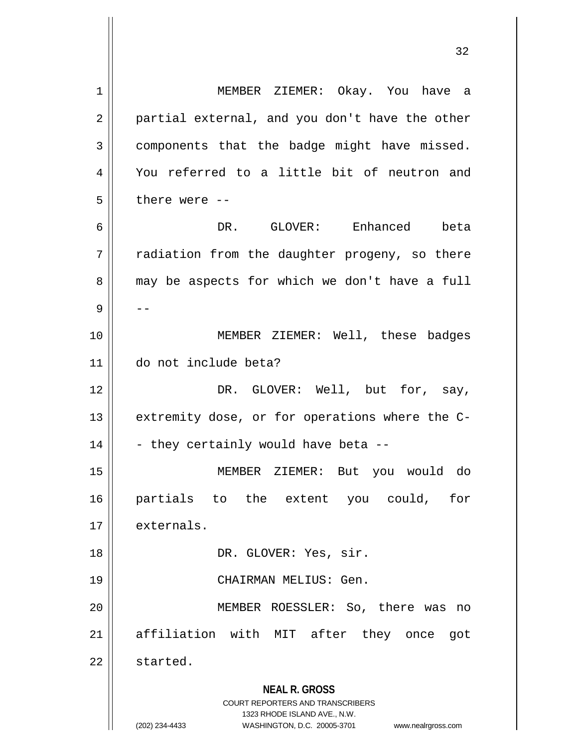MEMBER ZIEMER: Okay. You have a partial external, and you don't have the other components that the badge might have missed. You referred to a little bit of neutron and there were --

DR. GLOVER: Enhanced beta radiation from the daughter progeny, so there may be aspects for which we don't have a full --

MEMBER ZIEMER: Well, these badges do not include beta?

DR. GLOVER: Well, but for, say, extremity dose, or for operations where the C-- they certainly would have beta --

MEMBER ZIEMER: But you would do partials to the extent you could, for externals.

DR. GLOVER: Yes, sir.

CHAIRMAN MELIUS: Gen.

MEMBER ROESSLER: So, there was no affiliation with MIT after they once got started.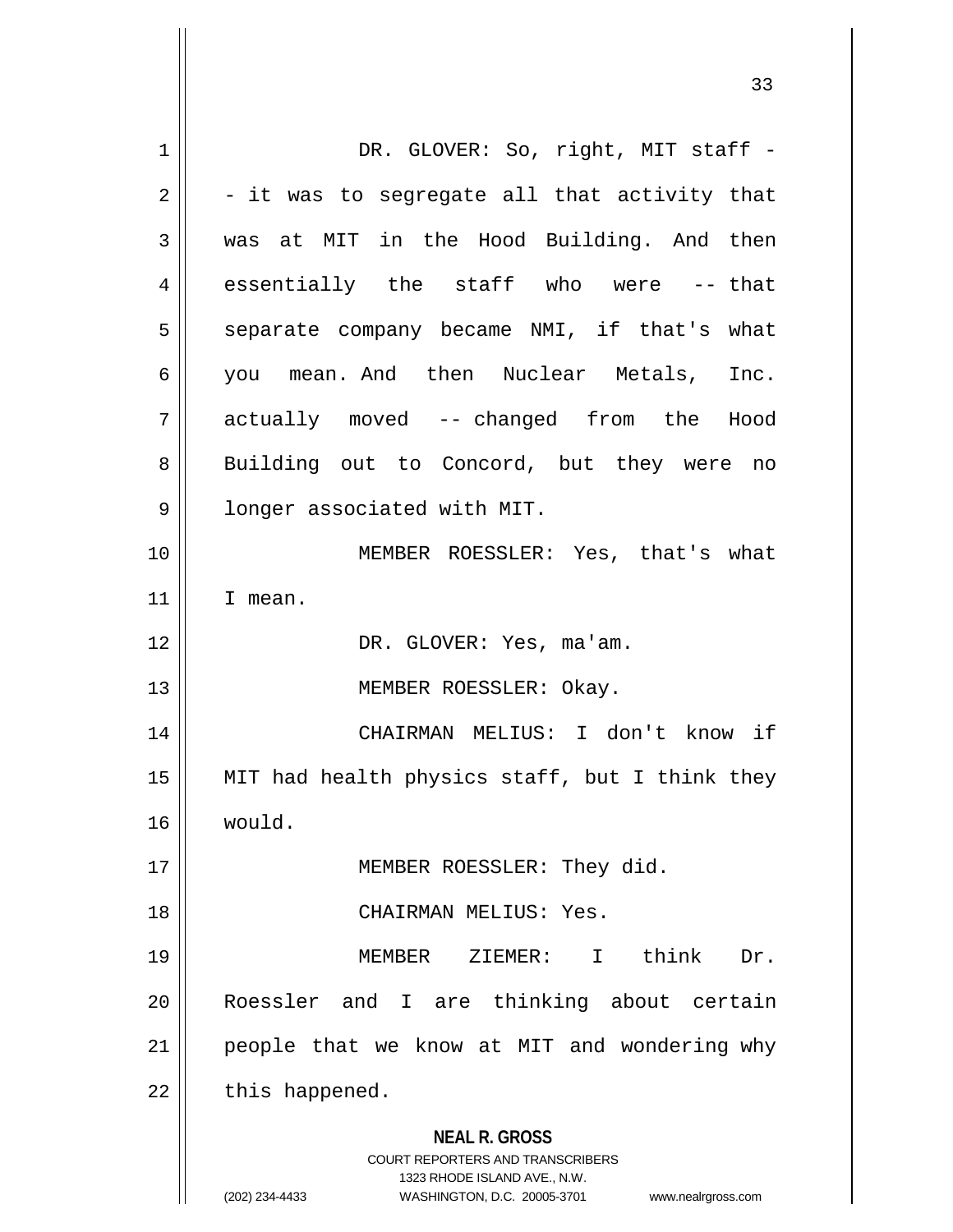DR. GLOVER: So, right, MIT staff -- it was to segregate all that activity that was at MIT in the Hood Building. And then essentially the staff who were -- that separate company became NMI, if that's what you mean. And then Nuclear Metals, Inc. actually moved -- changed from the Hood Building out to Concord, but they were no longer associated with MIT.

MEMBER ROESSLER: Yes, that's what I mean.

DR. GLOVER: Yes, ma'am.

MEMBER ROESSLER: Okay.

CHAIRMAN MELIUS: I don't know if MIT had health physics staff, but I think they would.

MEMBER ROESSLER: They did.

CHAIRMAN MELIUS: Yes.

MEMBER ZIEMER: I think Dr. Roessler and I are thinking about certain people that we know at MIT and wondering why this happened.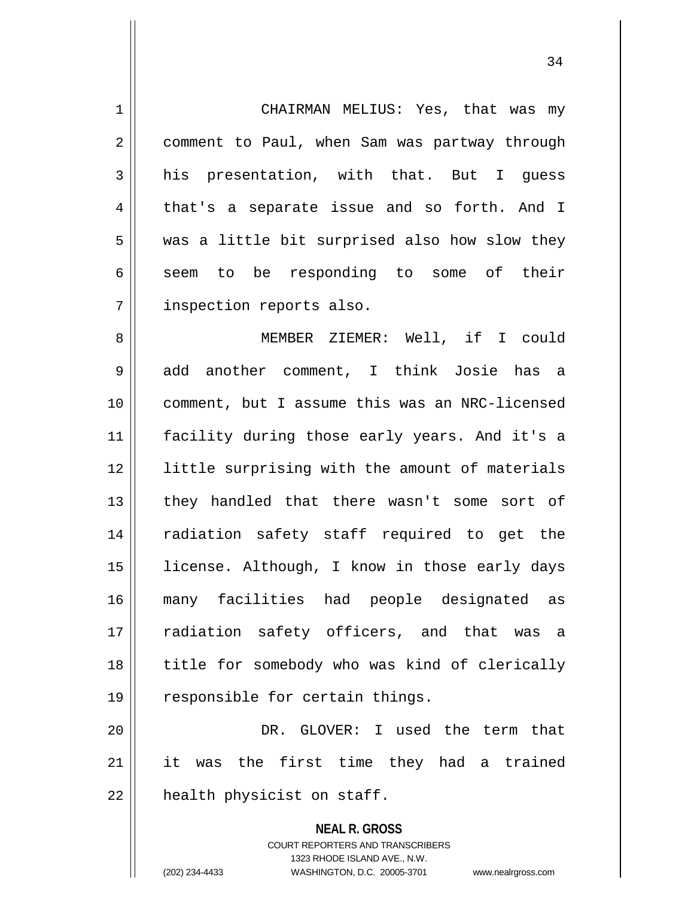CHAIRMAN MELIUS: Yes, that was my comment to Paul, when Sam was partway through his presentation, with that. But I guess that's a separate issue and so forth. And I was a little bit surprised also how slow they seem to be responding to some of their inspection reports also.

MEMBER ZIEMER: Well, if I could add another comment, I think Josie has a comment, but I assume this was an NRC-licensed facility during those early years. And it's a little surprising with the amount of materials they handled that there wasn't some sort of radiation safety staff required to get the license. Although, I know in those early days many facilities had people designated as radiation safety officers, and that was a title for somebody who was kind of clerically responsible for certain things.

DR. GLOVER: I used the term that it was the first time they had a trained health physicist on staff.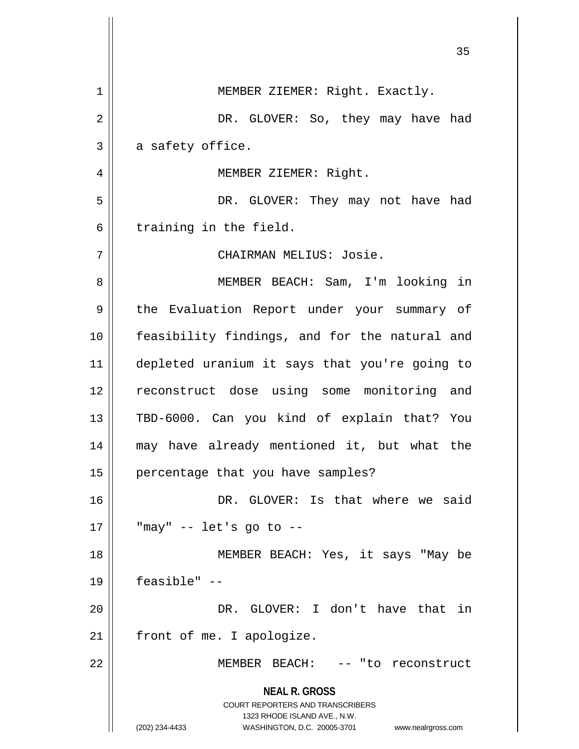MEMBER ZIEMER: Right. Exactly.

DR. GLOVER: So, they may have had a safety office.

MEMBER ZIEMER: Right.

DR. GLOVER: They may not have had training in the field.

CHAIRMAN MELIUS: Josie.

MEMBER BEACH: Sam, I'm looking in the Evaluation Report under your summary of feasibility findings, and for the natural and depleted uranium it says that you're going to reconstruct dose using some monitoring and TBD-6000. Can you kind of explain that? You may have already mentioned it, but what the percentage that you have samples?

DR. GLOVER: Is that where we said "may" -- let's go to --

MEMBER BEACH: Yes, it says "May be feasible" --

DR. GLOVER: I don't have that in front of me. I apologize.

MEMBER BEACH: -- "to reconstruct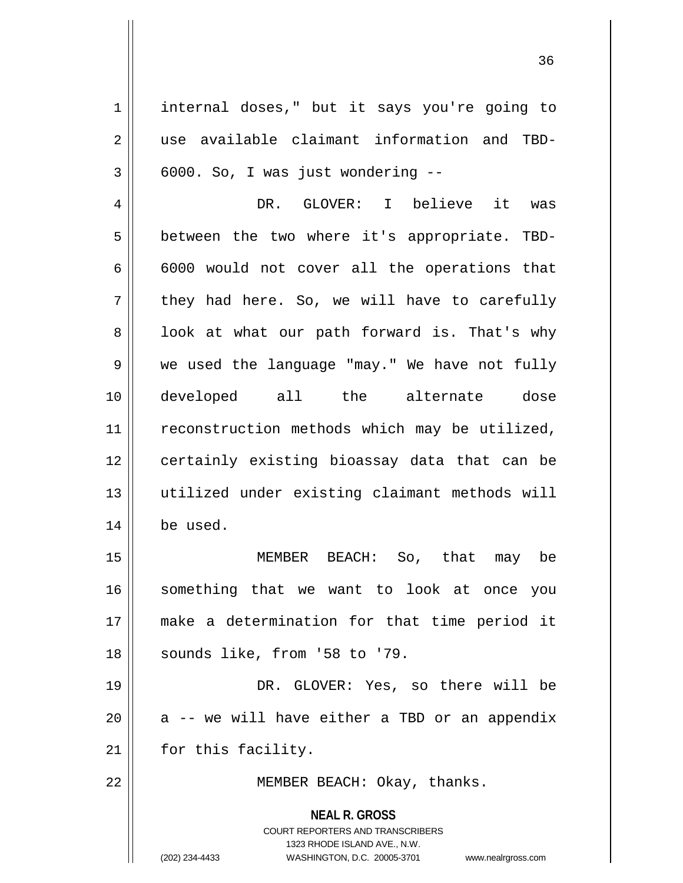internal doses," but it says you're going to use available claimant information and TBD-6000. So, I was just wondering --

DR. GLOVER: I believe it was between the two where it's appropriate. TBD-6000 would not cover all the operations that they had here. So, we will have to carefully look at what our path forward is. That's why we used the language "may." We have not fully developed all the alternate dose reconstruction methods which may be utilized, certainly existing bioassay data that can be utilized under existing claimant methods will be used.

MEMBER BEACH: So, that may be something that we want to look at once you make a determination for that time period it sounds like, from '58 to '79.

DR. GLOVER: Yes, so there will be a -- we will have either a TBD or an appendix for this facility.

MEMBER BEACH: Okay, thanks.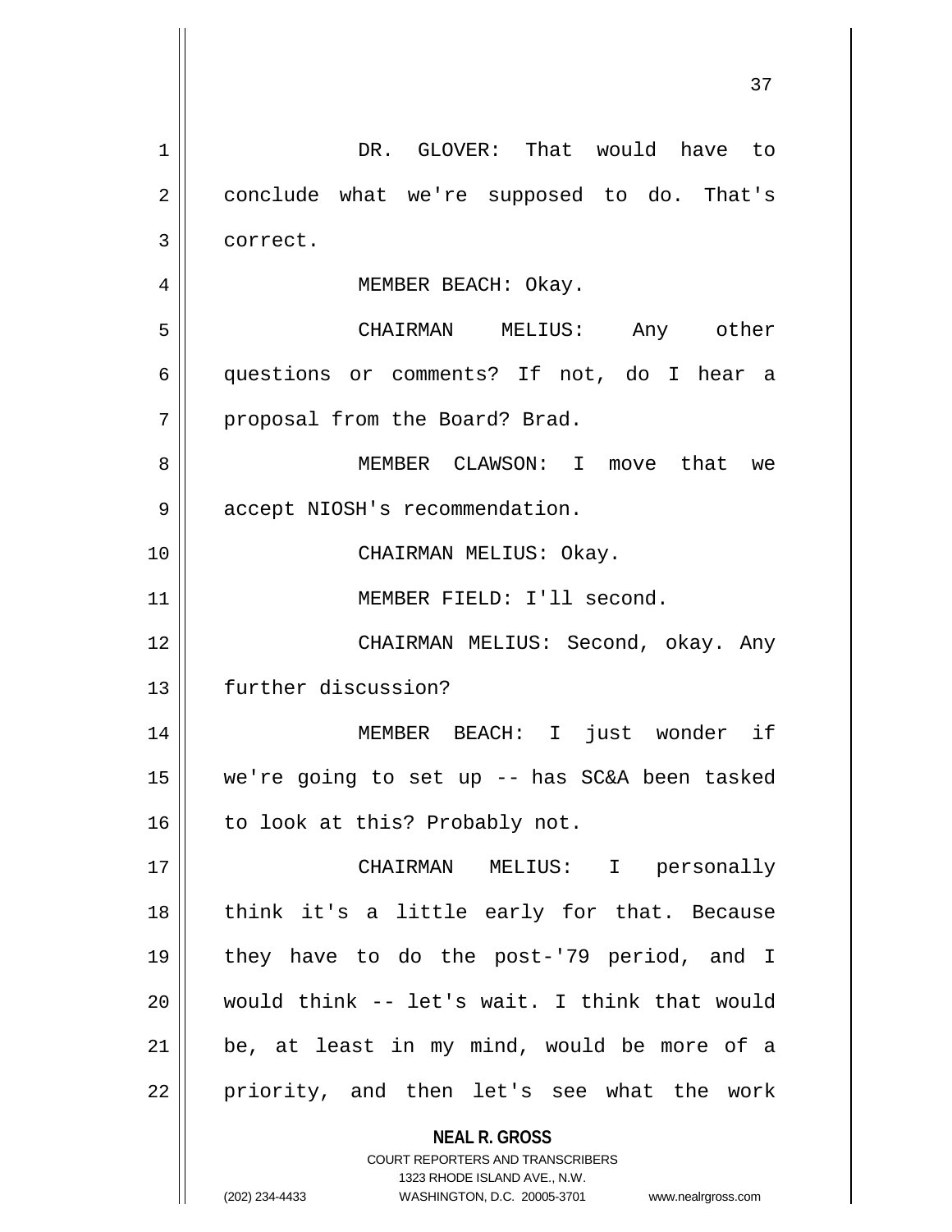DR. GLOVER: That would have to conclude what we're supposed to do. That's correct.

MEMBER BEACH: Okay.

CHAIRMAN MELIUS: Any other questions or comments? If not, do I hear a proposal from the Board? Brad.

MEMBER CLAWSON: I move that we accept NIOSH's recommendation.

CHAIRMAN MELIUS: Okay.

MEMBER FIELD: I'll second.

CHAIRMAN MELIUS: Second, okay. Any further discussion?

MEMBER BEACH: I just wonder if we're going to set up -- has SC&A been tasked to look at this? Probably not.

CHAIRMAN MELIUS: I personally think it's a little early for that. Because they have to do the post-'79 period, and I would think -- let's wait. I think that would be, at least in my mind, would be more of a priority, and then let's see what the work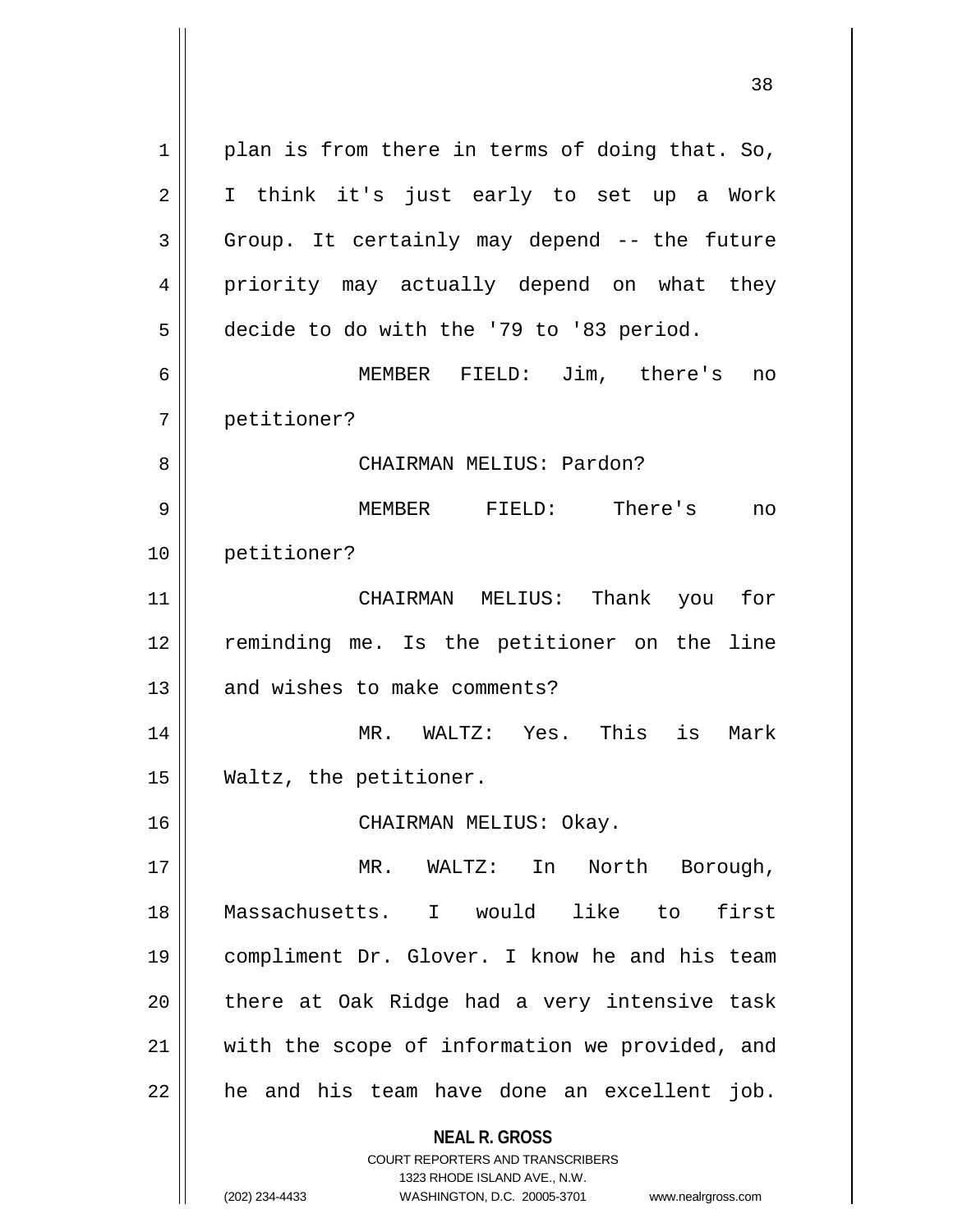plan is from there in terms of doing that. So, I think it's just early to set up a Work Group. It certainly may depend -- the future priority may actually depend on what they decide to do with the '79 to '83 period.

MEMBER FIELD: Jim, there's no petitioner?

CHAIRMAN MELIUS: Pardon?

MEMBER FIELD: There's no petitioner?

CHAIRMAN MELIUS: Thank you for reminding me. Is the petitioner on the line and wishes to make comments?

MR. WALTZ: Yes. This is Mark Waltz, the petitioner.

CHAIRMAN MELIUS: Okay.

MR. WALTZ: In North Borough, Massachusetts. I would like to first compliment Dr. Glover. I know he and his team there at Oak Ridge had a very intensive task with the scope of information we provided, and he and his team have done an excellent job.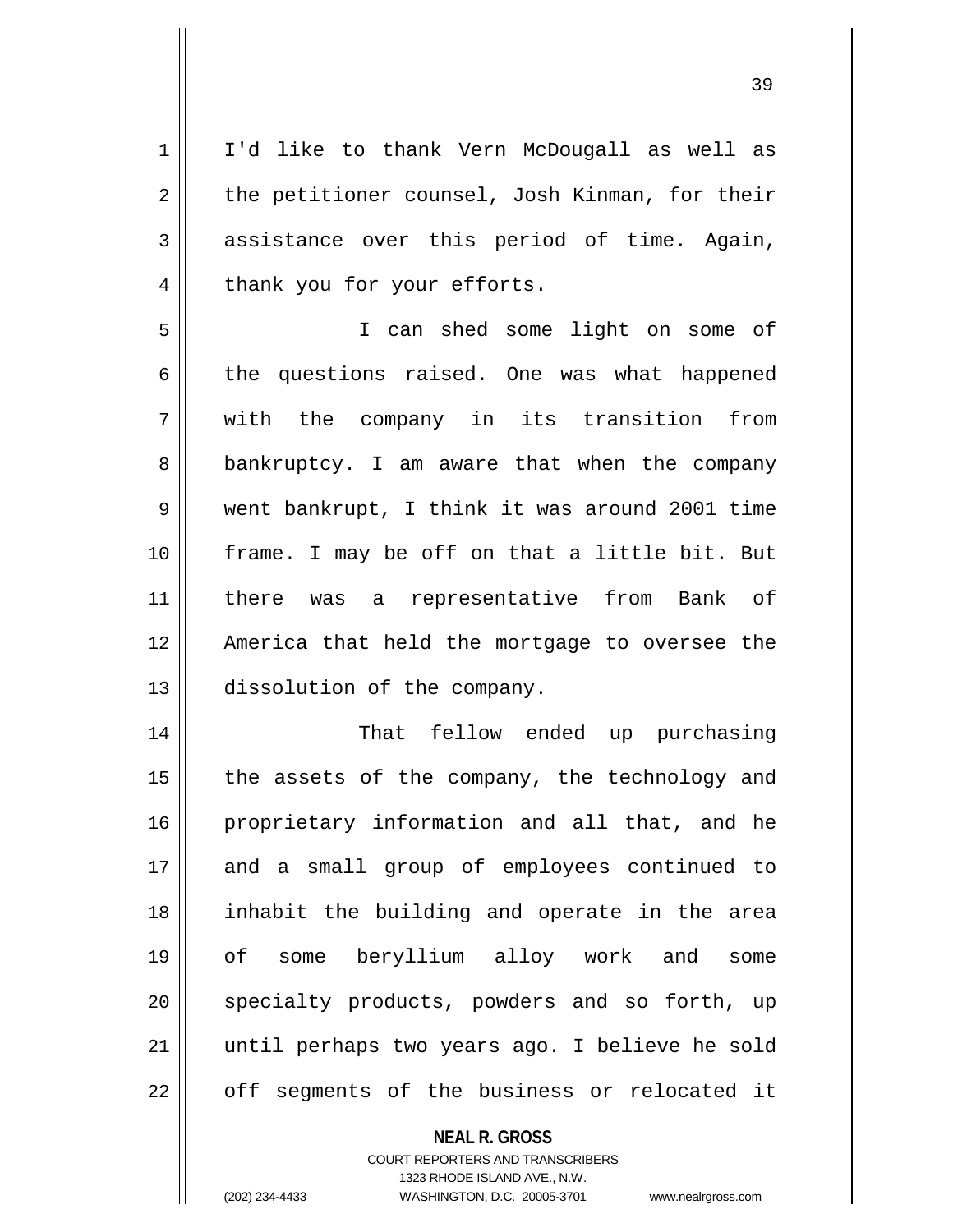I'd like to thank Vern McDougall as well as the petitioner counsel, Josh Kinman, for their assistance over this period of time. Again, thank you for your efforts.

I can shed some light on some of the questions raised. One was what happened with the company in its transition from bankruptcy. I am aware that when the company went bankrupt, I think it was around 2001 time frame. I may be off on that a little bit. But there was a representative from Bank of America that held the mortgage to oversee the dissolution of the company.

That fellow ended up purchasing the assets of the company, the technology and proprietary information and all that, and he and a small group of employees continued to inhabit the building and operate in the area of some beryllium alloy work and some specialty products, powders and so forth, up until perhaps two years ago. I believe he sold off segments of the business or relocated it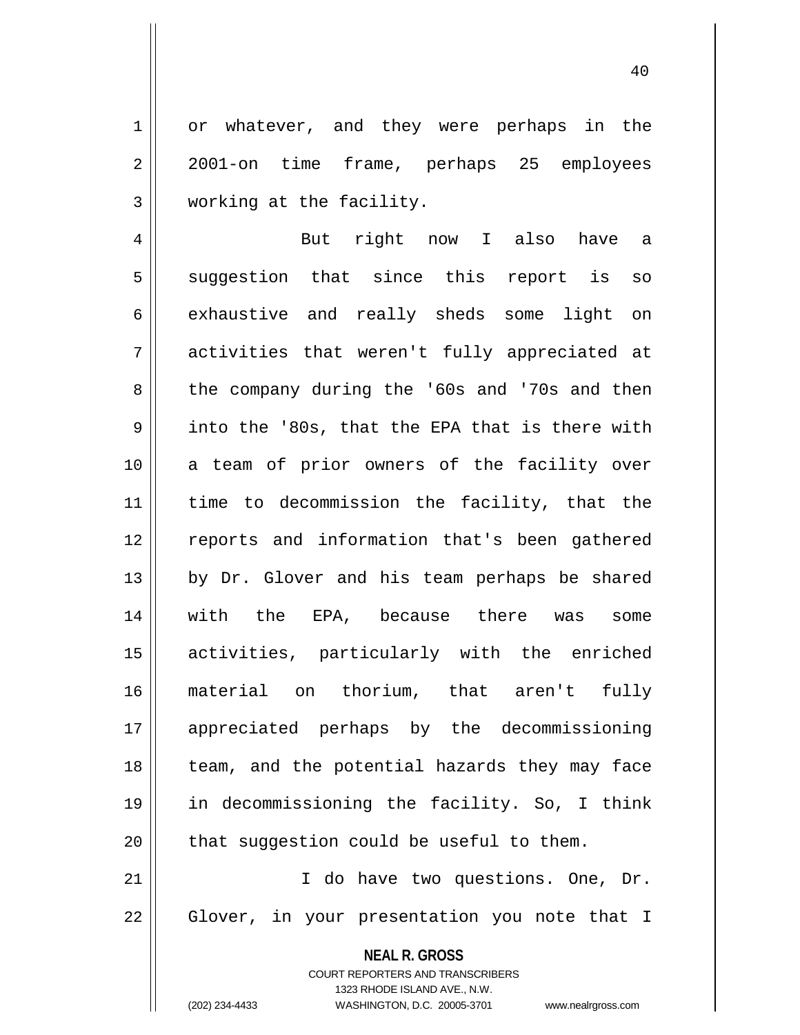or whatever, and they were perhaps in the 2001-on time frame, perhaps 25 employees working at the facility.

But right now I also have a suggestion that since this report is so exhaustive and really sheds some light on activities that weren't fully appreciated at the company during the '60s and '70s and then into the '80s, that the EPA that is there with a team of prior owners of the facility over time to decommission the facility, that the reports and information that's been gathered by Dr. Glover and his team perhaps be shared with the EPA, because there was some activities, particularly with the enriched material on thorium, that aren't fully appreciated perhaps by the decommissioning team, and the potential hazards they may face in decommissioning the facility. So, I think that suggestion could be useful to them.

I do have two questions. One, Dr. Glover, in your presentation you note that I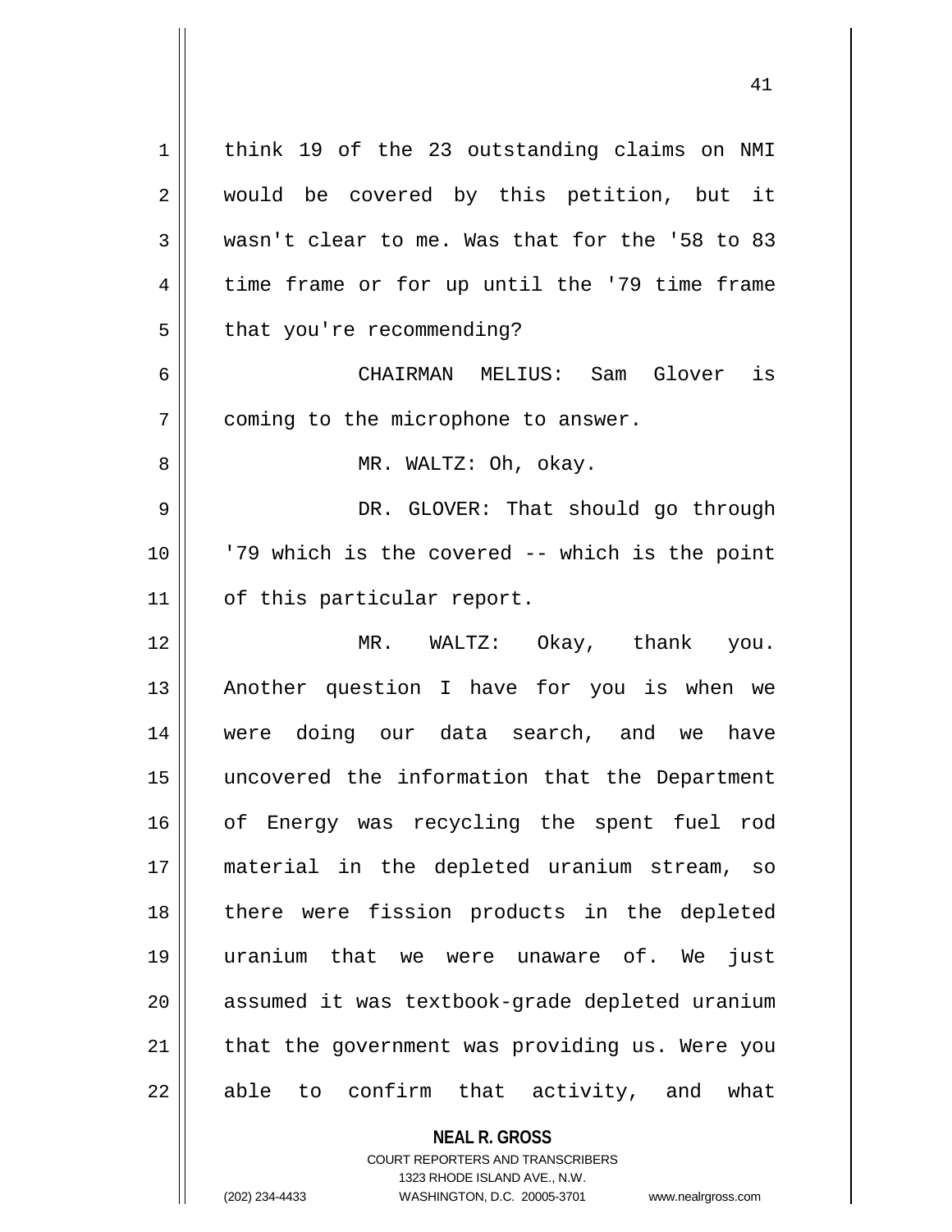think 19 of the 23 outstanding claims on NMI would be covered by this petition, but it wasn't clear to me. Was that for the '58 to 83 time frame or for up until the '79 time frame that you're recommending?

CHAIRMAN MELIUS: Sam Glover is coming to the microphone to answer.

MR. WALTZ: Oh, okay.

DR. GLOVER: That should go through '79 which is the covered -- which is the point of this particular report.

MR. WALTZ: Okay, thank you. Another question I have for you is when we were doing our data search, and we have uncovered the information that the Department of Energy was recycling the spent fuel rod material in the depleted uranium stream, so there were fission products in the depleted uranium that we were unaware of. We just assumed it was textbook-grade depleted uranium that the government was providing us. Were you able to confirm that activity, and what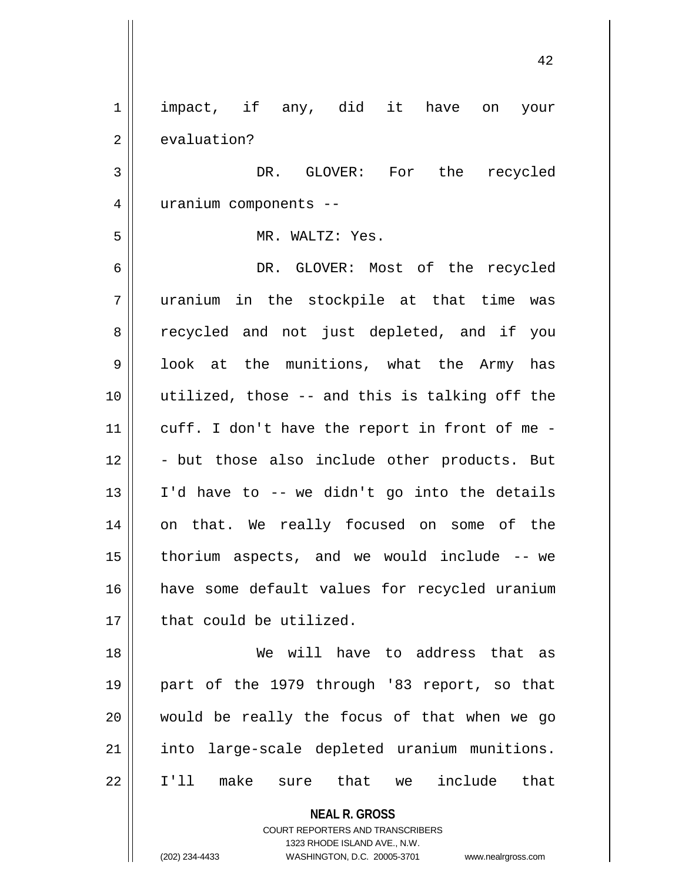impact, if any, did it have on your evaluation?

DR. GLOVER: For the recycled uranium components --

MR. WALTZ: Yes.

DR. GLOVER: Most of the recycled uranium in the stockpile at that time was recycled and not just depleted, and if you look at the munitions, what the Army has utilized, those -- and this is talking off the cuff. I don't have the report in front of me -- but those also include other products. But I'd have to -- we didn't go into the details on that. We really focused on some of the thorium aspects, and we would include -- we have some default values for recycled uranium that could be utilized.

We will have to address that as part of the 1979 through '83 report, so that would be really the focus of that when we go into large-scale depleted uranium munitions. I'll make sure that we include that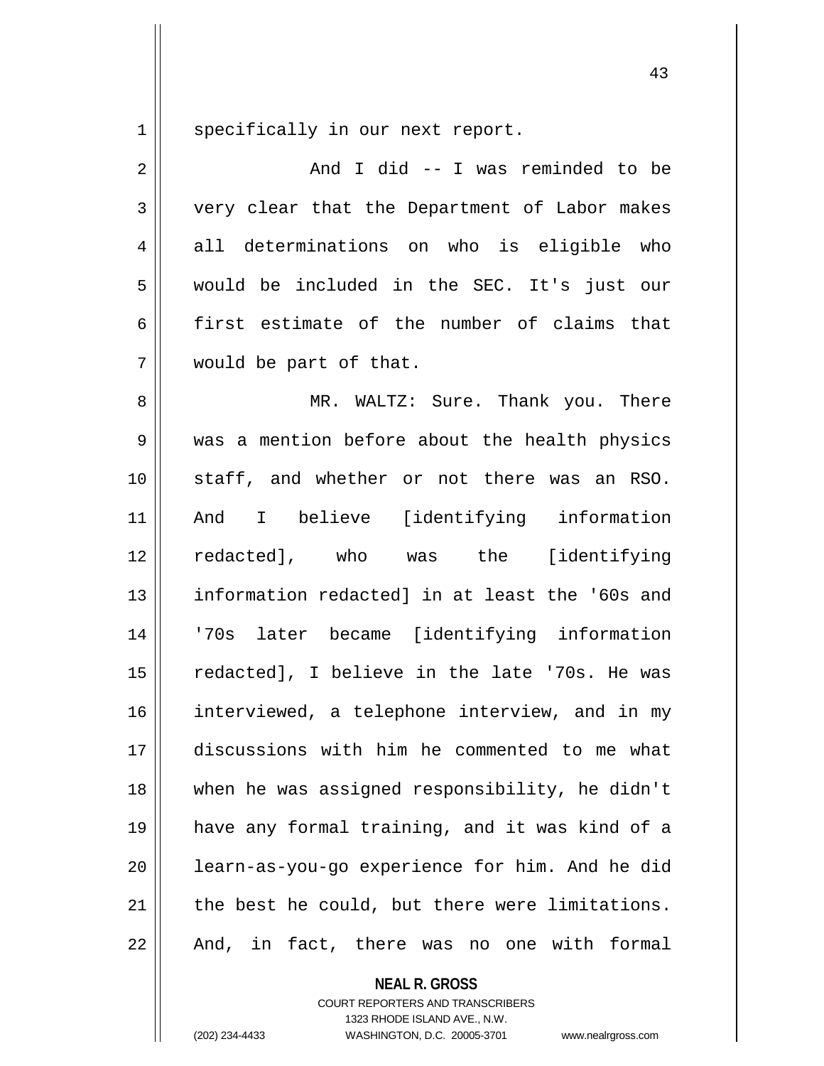specifically in our next report.

And I did -- I was reminded to be very clear that the Department of Labor makes all determinations on who is eligible who would be included in the SEC. It's just our first estimate of the number of claims that would be part of that.

MR. WALTZ: Sure. Thank you. There was a mention before about the health physics staff, and whether or not there was an RSO. And I believe [identifying information redacted], who was the [identifying information redacted] in at least the '60s and '70s later became [identifying information redacted], I believe in the late '70s. He was interviewed, a telephone interview, and in my discussions with him he commented to me what when he was assigned responsibility, he didn't have any formal training, and it was kind of a learn-as-you-go experience for him. And he did the best he could, but there were limitations. And, in fact, there was no one with formal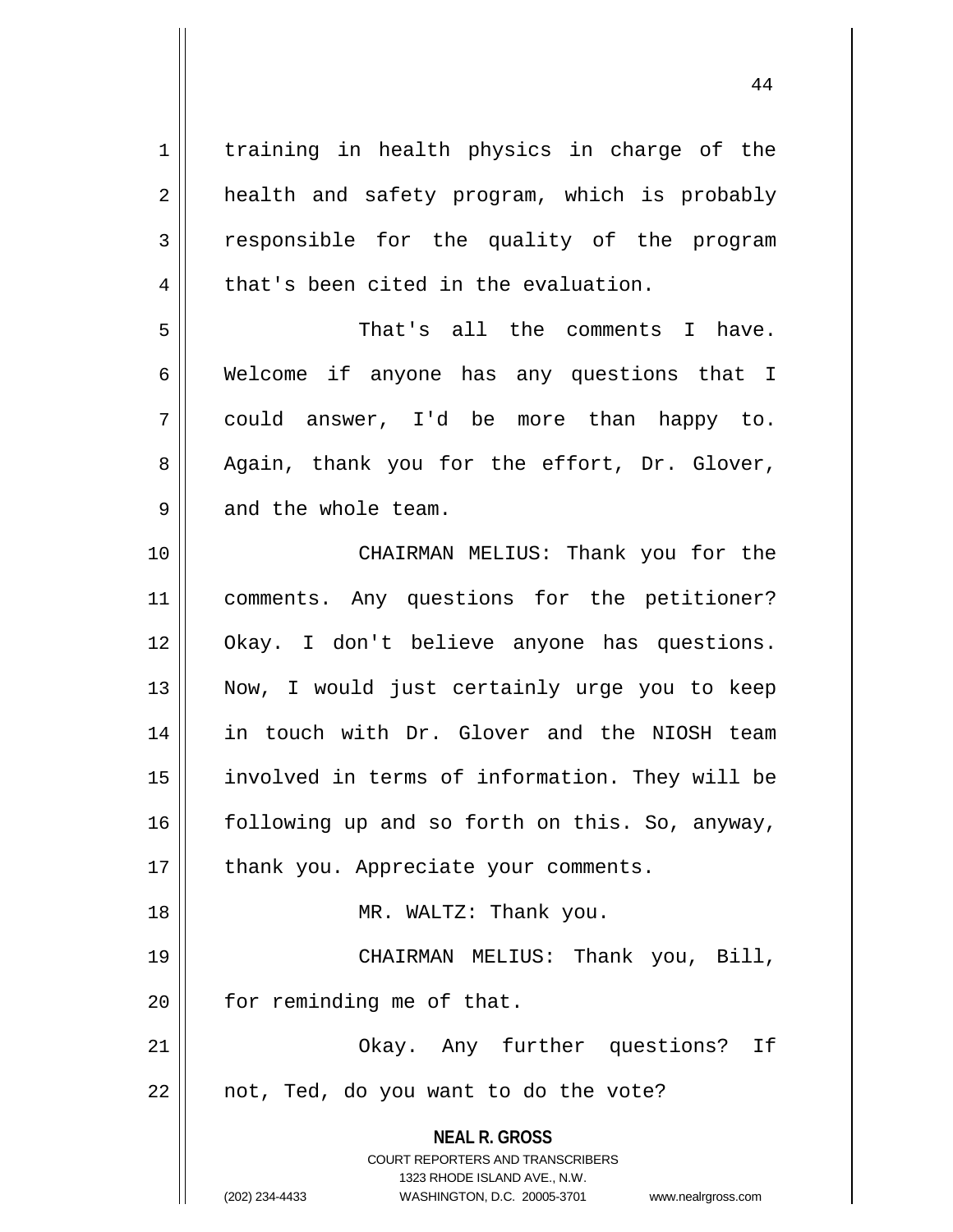training in health physics in charge of the health and safety program, which is probably responsible for the quality of the program that's been cited in the evaluation.

That's all the comments I have. Welcome if anyone has any questions that I could answer, I'd be more than happy to. Again, thank you for the effort, Dr. Glover, and the whole team.

CHAIRMAN MELIUS: Thank you for the comments. Any questions for the petitioner? Okay. I don't believe anyone has questions. Now, I would just certainly urge you to keep in touch with Dr. Glover and the NIOSH team involved in terms of information. They will be following up and so forth on this. So, anyway, thank you. Appreciate your comments.

MR. WALTZ: Thank you.

CHAIRMAN MELIUS: Thank you, Bill, for reminding me of that.

Okay. Any further questions? If not, Ted, do you want to do the vote?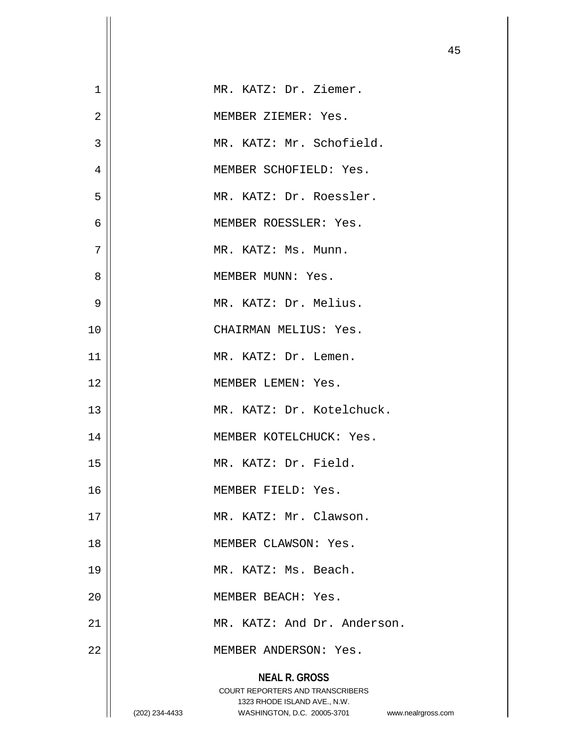MR. KATZ: Dr. Ziemer.

MEMBER ZIEMER: Yes.

MR. KATZ: Mr. Schofield.

MEMBER SCHOFIELD: Yes.

MR. KATZ: Dr. Roessler.

MEMBER ROESSLER: Yes.

MR. KATZ: Ms. Munn.

MEMBER MUNN: Yes.

MR. KATZ: Dr. Melius.

CHAIRMAN MELIUS: Yes.

MR. KATZ: Dr. Lemen.

MEMBER LEMEN: Yes.

MR. KATZ: Dr. Kotelchuck.

MEMBER KOTELCHUCK: Yes.

MR. KATZ: Dr. Field.

MEMBER FIELD: Yes.

MR. KATZ: Mr. Clawson.

MEMBER CLAWSON: Yes.

MR. KATZ: Ms. Beach.

MEMBER BEACH: Yes.

MR. KATZ: And Dr. Anderson.

MEMBER ANDERSON: Yes.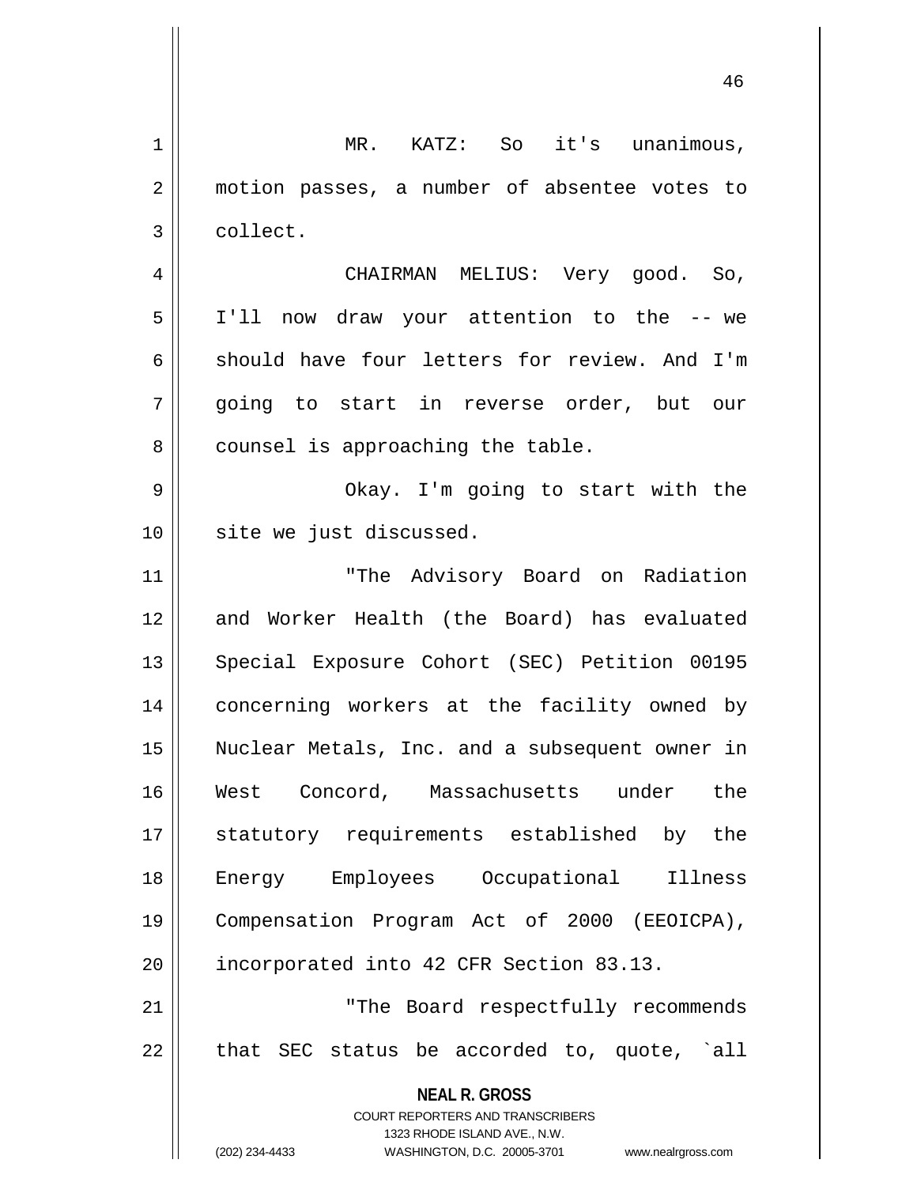MR. KATZ: So it's unanimous, motion passes, a number of absentee votes to collect.

CHAIRMAN MELIUS: Very good. So, I'll now draw your attention to the -- we should have four letters for review. And I'm going to start in reverse order, but our counsel is approaching the table.

Okay. I'm going to start with the site we just discussed.

"The Advisory Board on Radiation and Worker Health (the Board) has evaluated Special Exposure Cohort (SEC) Petition 00195 concerning workers at the facility owned by Nuclear Metals, Inc. and a subsequent owner in West Concord, Massachusetts under the statutory requirements established by the Energy Employees Occupational Illness Compensation Program Act of 2000 (EEOICPA), incorporated into 42 CFR Section 83.13.

"The Board respectfully recommends that SEC status be accorded to, quote, `all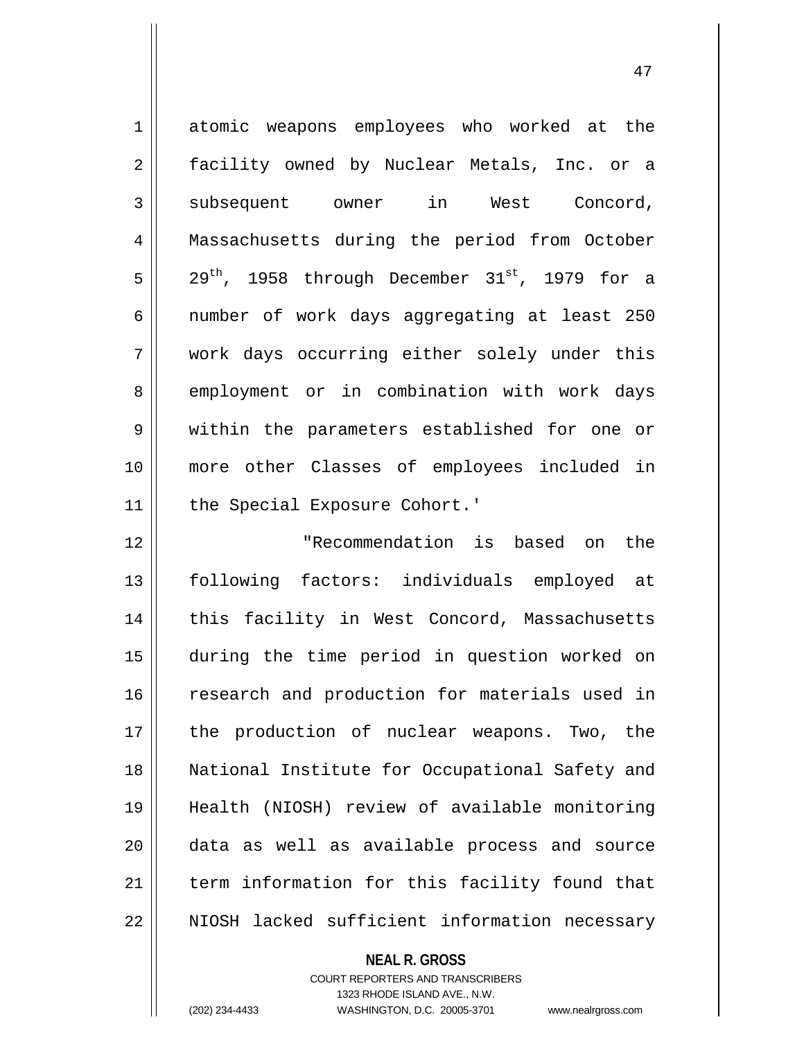atomic weapons employees who worked at the facility owned by Nuclear Metals, Inc. or a subsequent owner in West Concord, Massachusetts during the period from October 29th, 1958 through December 31st, 1979 for a number of work days aggregating at least 250 work days occurring either solely under this employment or in combination with work days within the parameters established for one or more other Classes of employees included in the Special Exposure Cohort.'

"Recommendation is based on the following factors: individuals employed at this facility in West Concord, Massachusetts during the time period in question worked on research and production for materials used in the production of nuclear weapons. Two, the National Institute for Occupational Safety and Health (NIOSH) review of available monitoring data as well as available process and source term information for this facility found that NIOSH lacked sufficient information necessary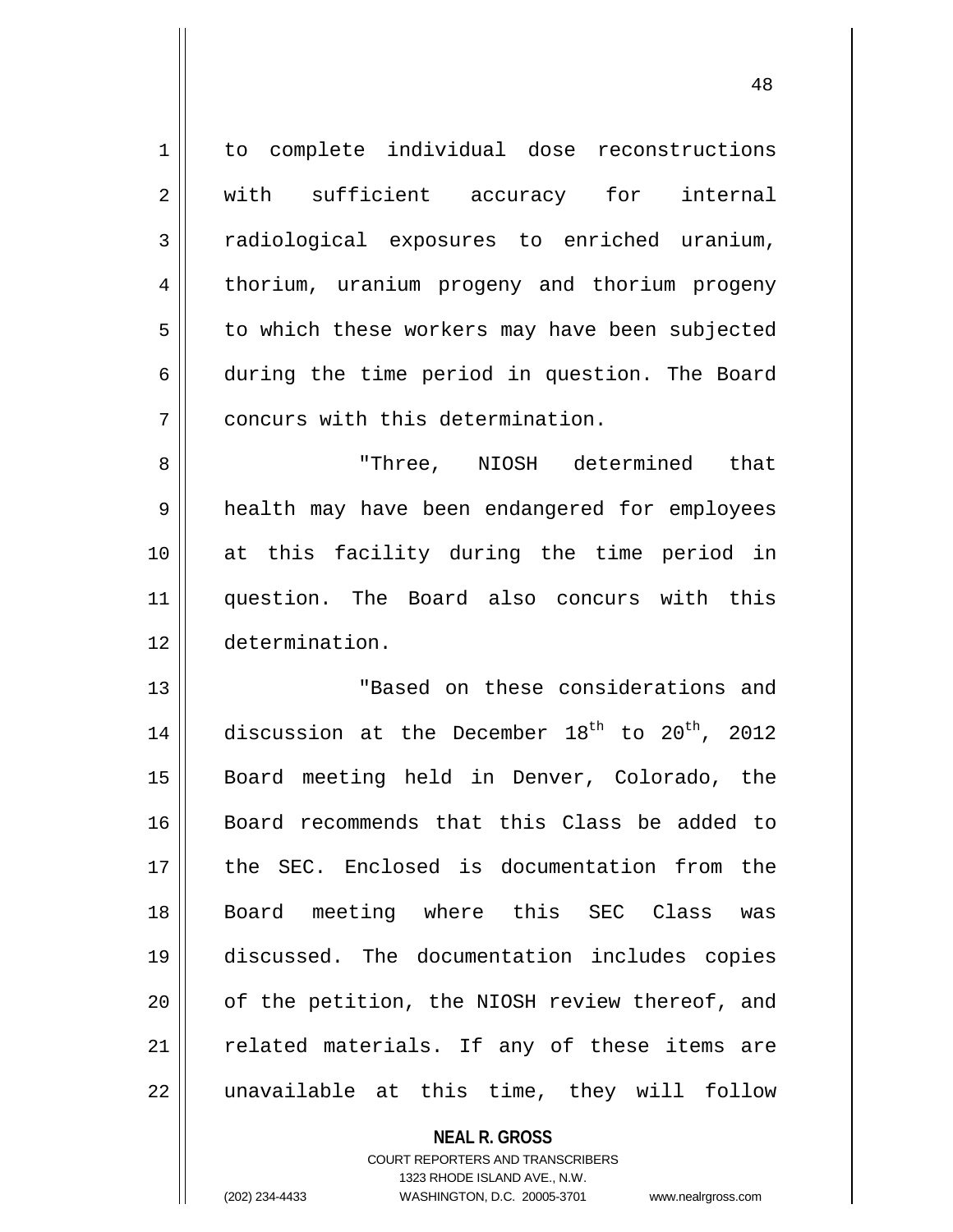to complete individual dose reconstructions with sufficient accuracy for internal radiological exposures to enriched uranium, thorium, uranium progeny and thorium progeny to which these workers may have been subjected during the time period in question. The Board concurs with this determination.

"Three, NIOSH determined that health may have been endangered for employees at this facility during the time period in question. The Board also concurs with this determination.

"Based on these considerations and discussion at the December 18th to 20th, 2012 Board meeting held in Denver, Colorado, the Board recommends that this Class be added to the SEC. Enclosed is documentation from the Board meeting where this SEC Class was discussed. The documentation includes copies of the petition, the NIOSH review thereof, and related materials. If any of these items are unavailable at this time, they will follow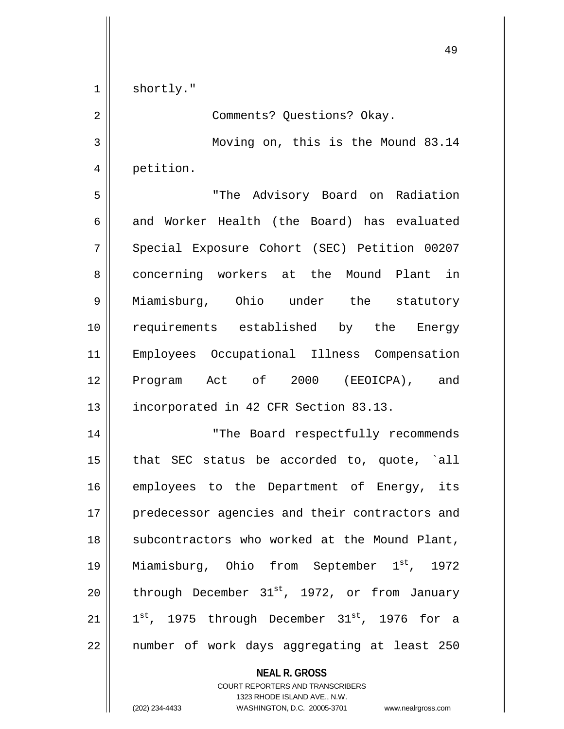shortly."

Comments? Questions? Okay.

Moving on, this is the Mound 83.14 petition.

"The Advisory Board on Radiation and Worker Health (the Board) has evaluated Special Exposure Cohort (SEC) Petition 00207 concerning workers at the Mound Plant in Miamisburg, Ohio under the statutory requirements established by the Energy Employees Occupational Illness Compensation Program Act of 2000 (EEOICPA), and incorporated in 42 CFR Section 83.13.

"The Board respectfully recommends that SEC status be accorded to, quote, `all employees to the Department of Energy, its predecessor agencies and their contractors and subcontractors who worked at the Mound Plant, Miamisburg, Ohio from September 1st, 1972 through December 31st, 1972, or from January 1st, 1975 through December 31st, 1976 for a number of work days aggregating at least 250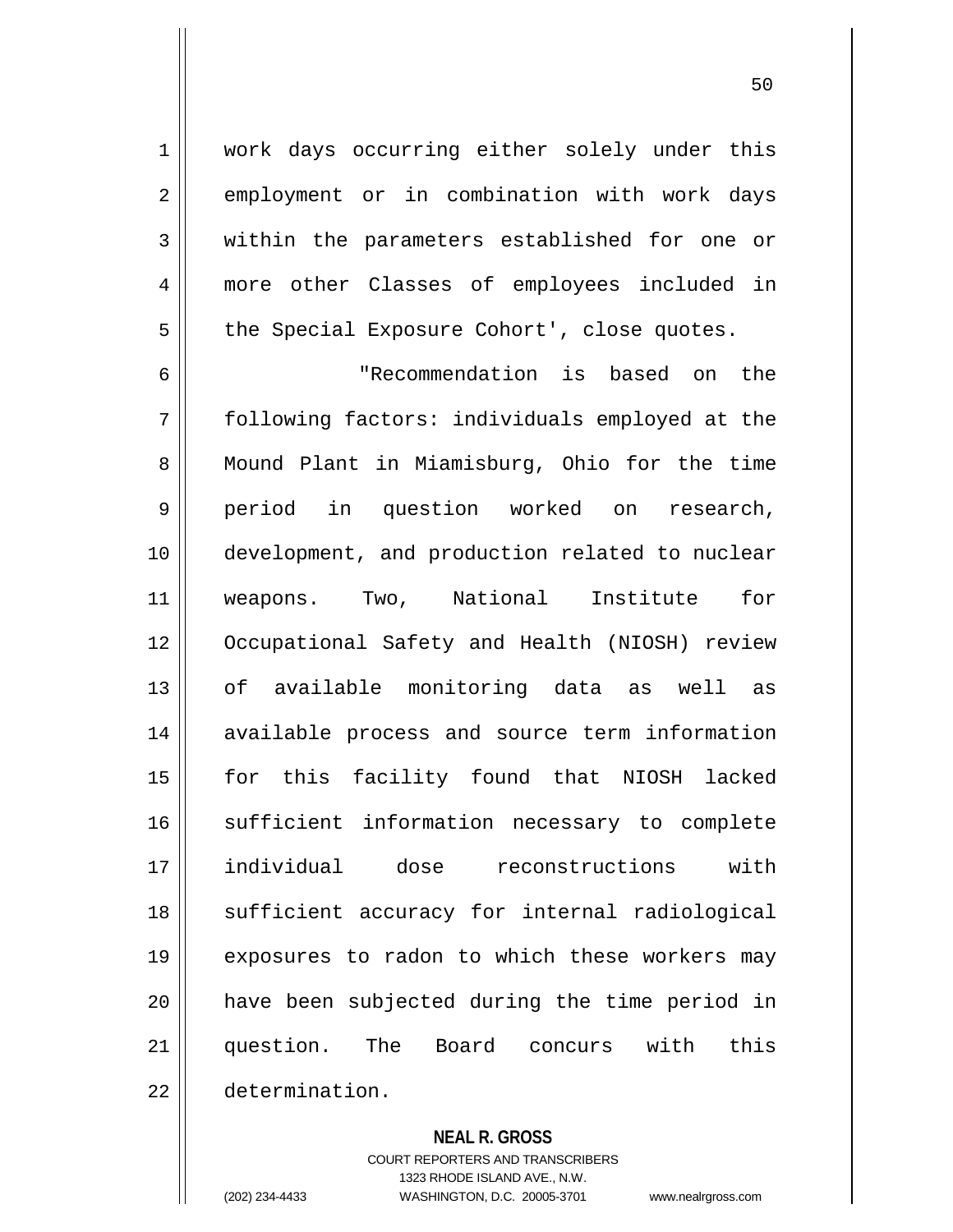work days occurring either solely under this employment or in combination with work days within the parameters established for one or more other Classes of employees included in the Special Exposure Cohort', close quotes.

"Recommendation is based on the following factors: individuals employed at the Mound Plant in Miamisburg, Ohio for the time period in question worked on research, development, and production related to nuclear weapons. Two, National Institute for Occupational Safety and Health (NIOSH) review of available monitoring data as well as available process and source term information for this facility found that NIOSH lacked sufficient information necessary to complete individual dose reconstructions with sufficient accuracy for internal radiological exposures to radon to which these workers may have been subjected during the time period in question. The Board concurs with this determination.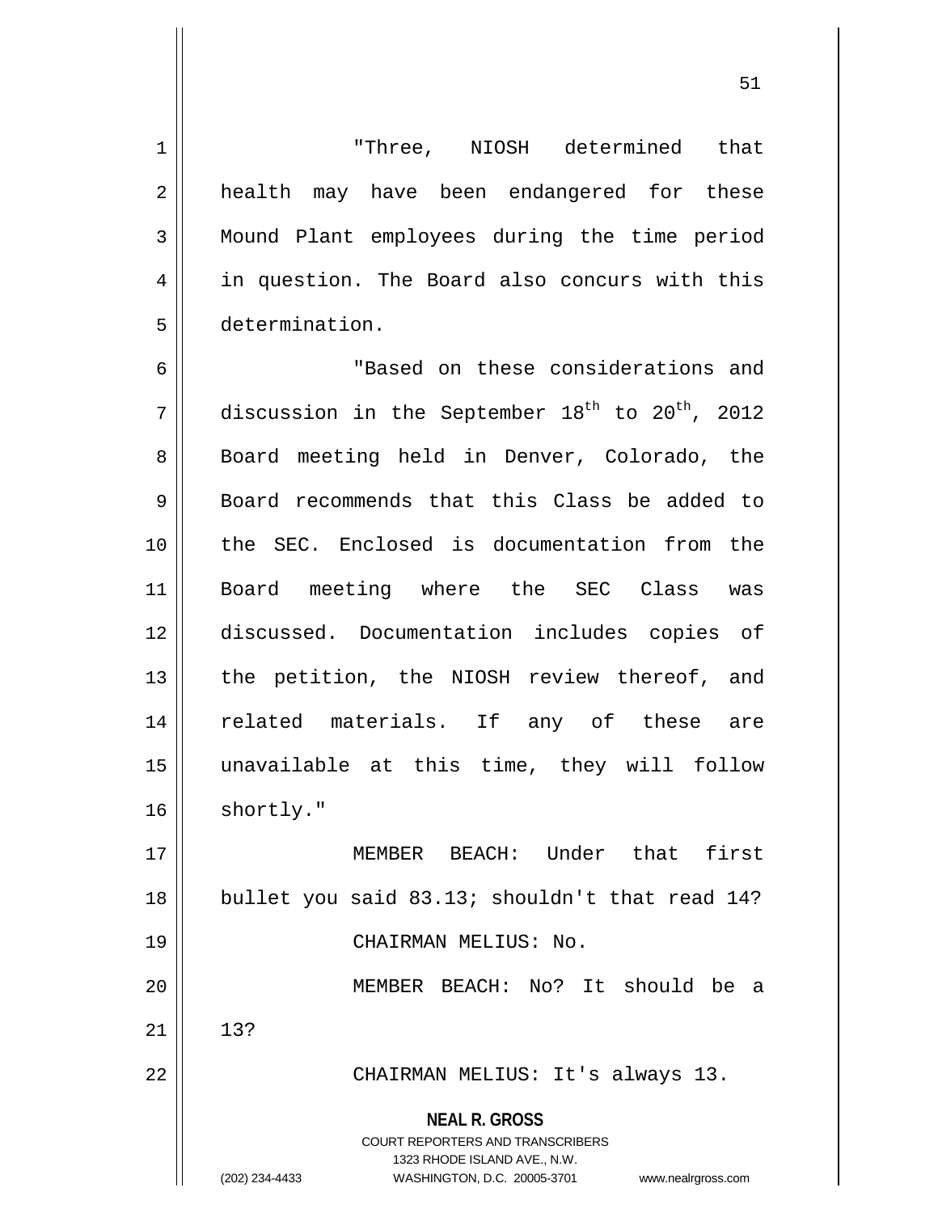"Three, NIOSH determined that health may have been endangered for these Mound Plant employees during the time period in question. The Board also concurs with this determination.

"Based on these considerations and discussion in the September 18th to 20th, 2012 Board meeting held in Denver, Colorado, the Board recommends that this Class be added to the SEC. Enclosed is documentation from the Board meeting where the SEC Class was discussed. Documentation includes copies of the petition, the NIOSH review thereof, and related materials. If any of these are unavailable at this time, they will follow shortly."

MEMBER BEACH: Under that first bullet you said 83.13; shouldn't that read 14?

CHAIRMAN MELIUS: No.

MEMBER BEACH: No? It should be a 13?

CHAIRMAN MELIUS: It's always 13.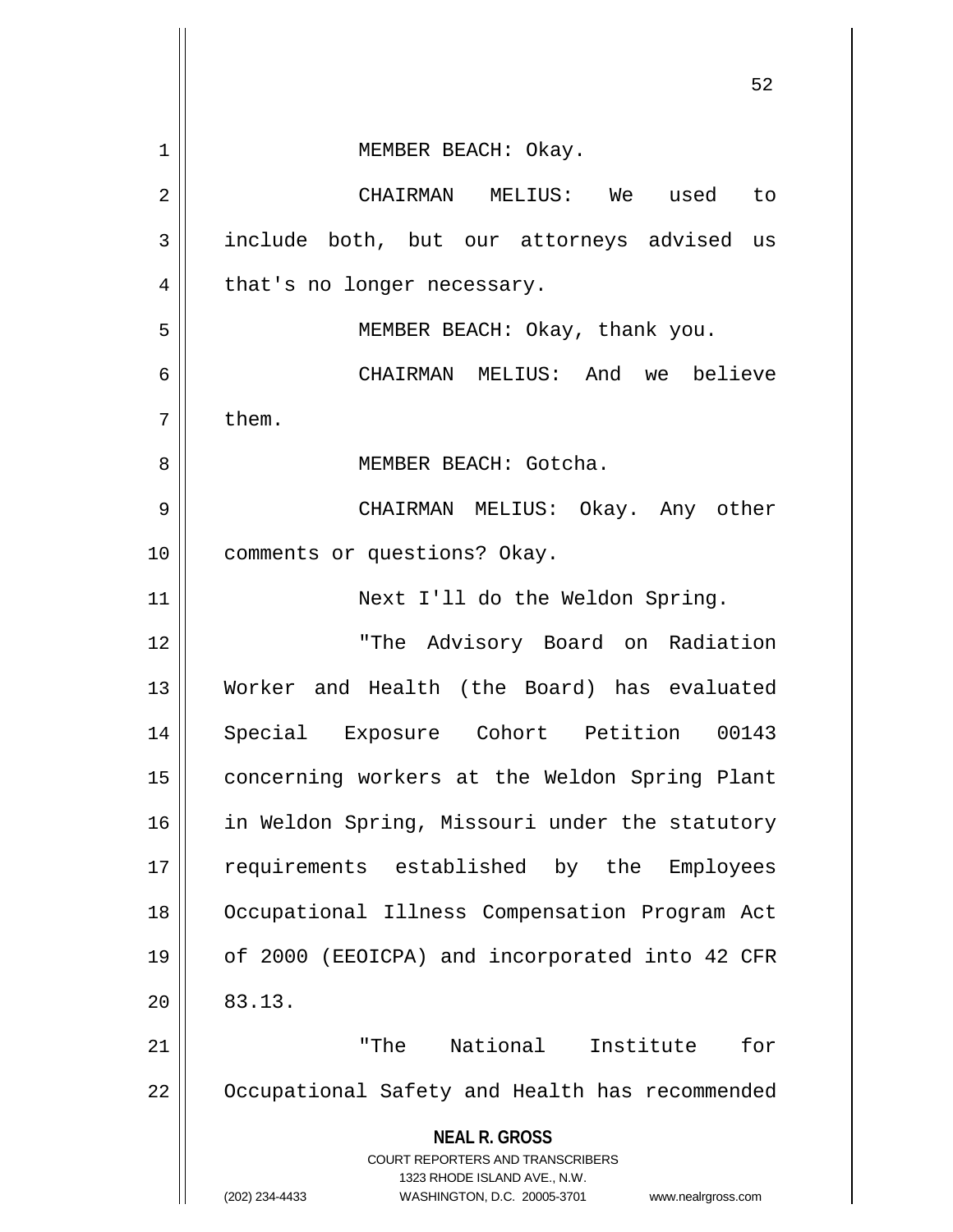MEMBER BEACH: Okay.

CHAIRMAN MELIUS: We used to include both, but our attorneys advised us that's no longer necessary.

MEMBER BEACH: Okay, thank you.

CHAIRMAN MELIUS: And we believe them.

MEMBER BEACH: Gotcha.

CHAIRMAN MELIUS: Okay. Any other comments or questions? Okay.

Next I'll do the Weldon Spring.

"The Advisory Board on Radiation Worker and Health (the Board) has evaluated Special Exposure Cohort Petition 00143 concerning workers at the Weldon Spring Plant in Weldon Spring, Missouri under the statutory requirements established by the Employees Occupational Illness Compensation Program Act of 2000 (EEOICPA) and incorporated into 42 CFR 83.13.

"The National Institute for Occupational Safety and Health has recommended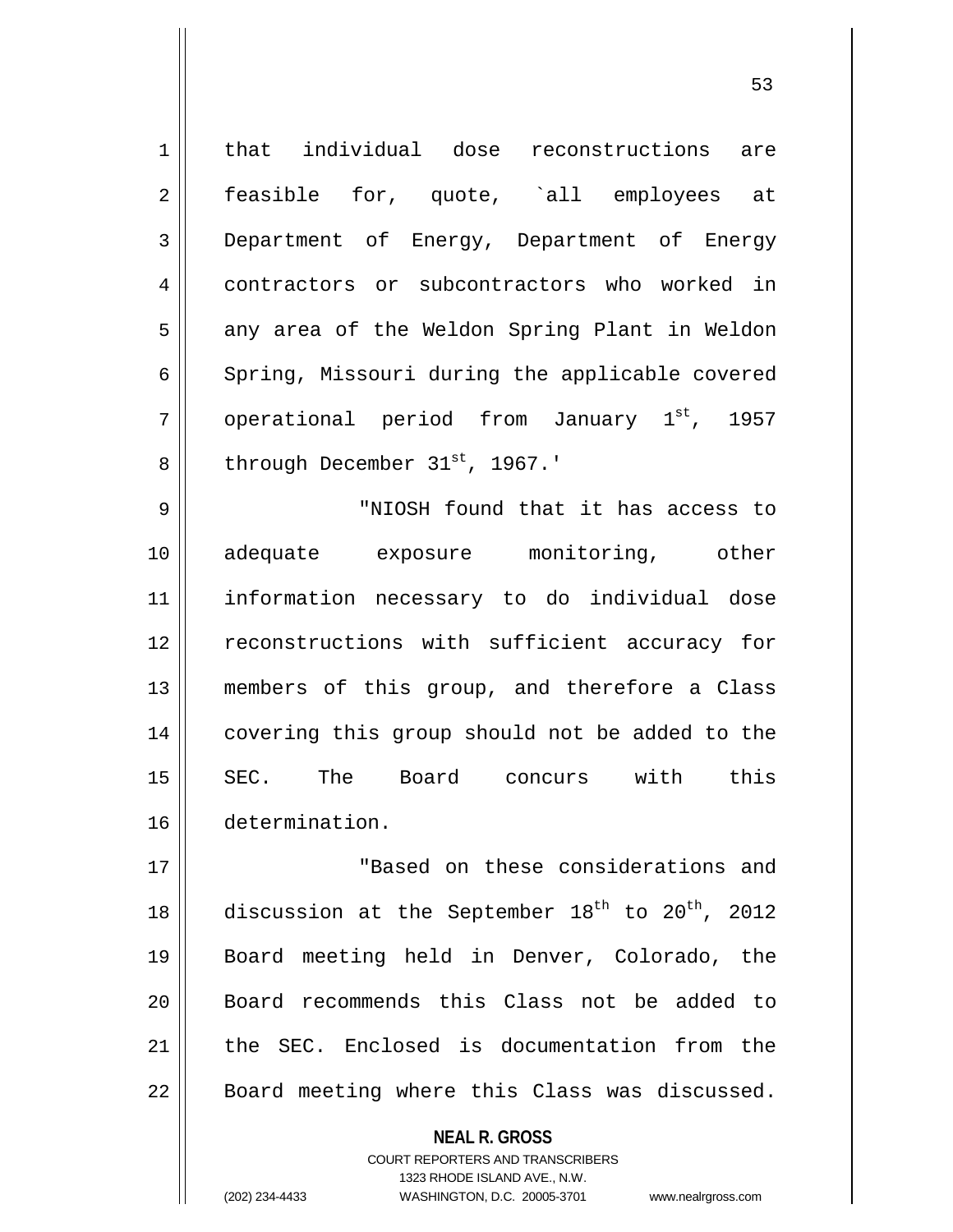that individual dose reconstructions are feasible for, quote, `all employees at Department of Energy, Department of Energy contractors or subcontractors who worked in any area of the Weldon Spring Plant in Weldon Spring, Missouri during the applicable covered operational period from January 1st, 1957 through December 31st, 1967.'

"NIOSH found that it has access to adequate exposure monitoring, other information necessary to do individual dose reconstructions with sufficient accuracy for members of this group, and therefore a Class covering this group should not be added to the SEC. The Board concurs with this determination.

"Based on these considerations and discussion at the September 18th to 20th, 2012 Board meeting held in Denver, Colorado, the Board recommends this Class not be added to the SEC. Enclosed is documentation from the Board meeting where this Class was discussed.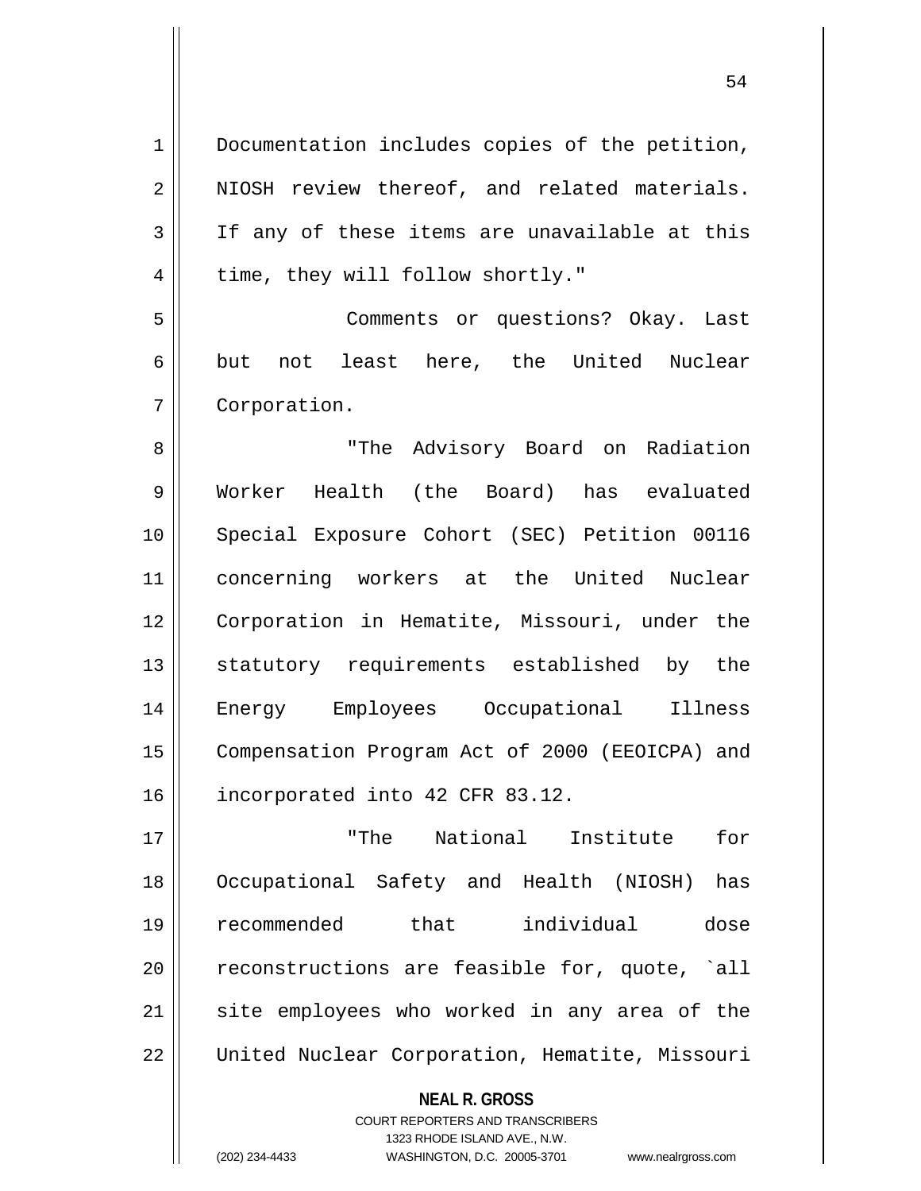Documentation includes copies of the petition, NIOSH review thereof, and related materials. If any of these items are unavailable at this time, they will follow shortly."

Comments or questions? Okay. Last but not least here, the United Nuclear Corporation.

"The Advisory Board on Radiation Worker Health (the Board) has evaluated Special Exposure Cohort (SEC) Petition 00116 concerning workers at the United Nuclear Corporation in Hematite, Missouri, under the statutory requirements established by the Energy Employees Occupational Illness Compensation Program Act of 2000 (EEOICPA) and incorporated into 42 CFR 83.12.

"The National Institute for Occupational Safety and Health (NIOSH) has recommended that individual dose reconstructions are feasible for, quote, `all site employees who worked in any area of the United Nuclear Corporation, Hematite, Missouri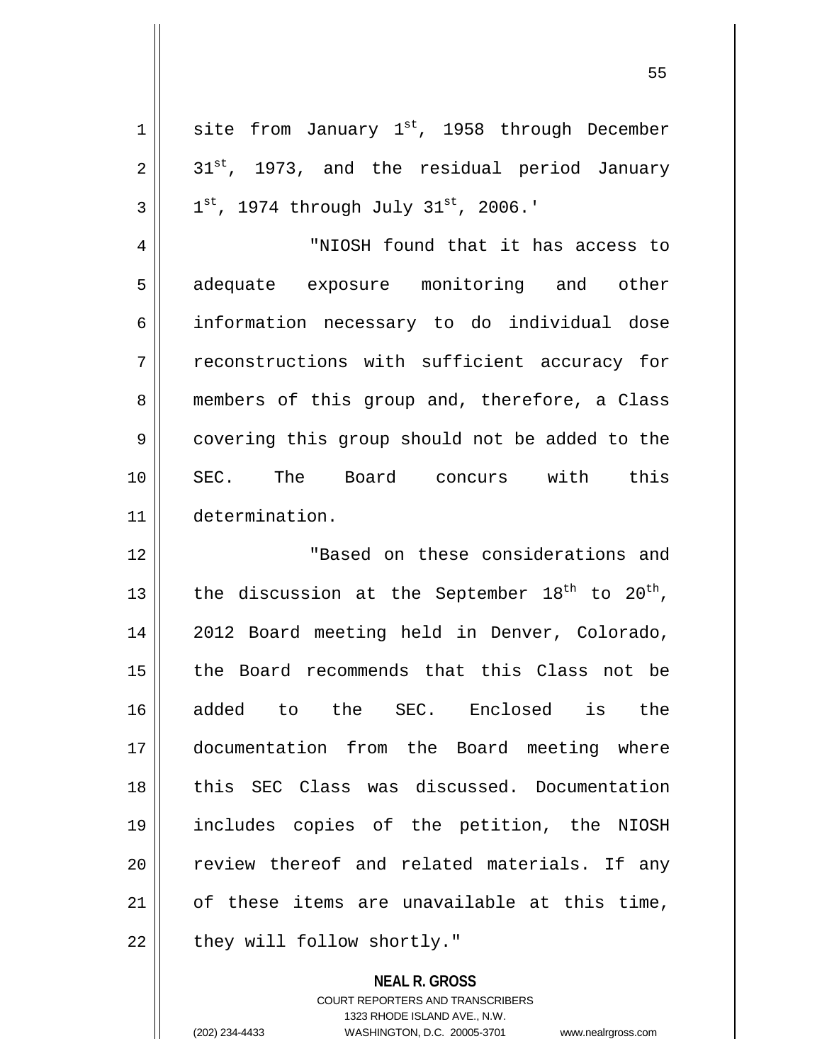site from January 1st, 1958 through December 31st, 1973, and the residual period January 1st, 1974 through July 31st, 2006.'

"NIOSH found that it has access to adequate exposure monitoring and other information necessary to do individual dose reconstructions with sufficient accuracy for members of this group and, therefore, a Class covering this group should not be added to the SEC. The Board concurs with this determination.

"Based on these considerations and the discussion at the September 18th to 20th, 2012 Board meeting held in Denver, Colorado, the Board recommends that this Class not be added to the SEC. Enclosed is the documentation from the Board meeting where this SEC Class was discussed. Documentation includes copies of the petition, the NIOSH review thereof and related materials. If any of these items are unavailable at this time, they will follow shortly."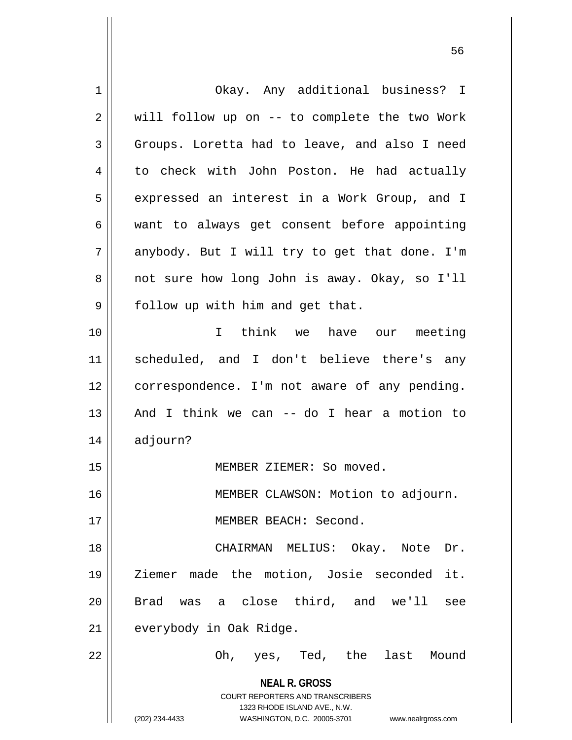Okay. Any additional business? I will follow up on -- to complete the two Work Groups. Loretta had to leave, and also I need to check with John Poston. He had actually expressed an interest in a Work Group, and I want to always get consent before appointing anybody. But I will try to get that done. I'm not sure how long John is away. Okay, so I'll follow up with him and get that.

I think we have our meeting scheduled, and I don't believe there's any correspondence. I'm not aware of any pending. And I think we can -- do I hear a motion to adjourn?

MEMBER ZIEMER: So moved.

MEMBER CLAWSON: Motion to adjourn.

MEMBER BEACH: Second.

CHAIRMAN MELIUS: Okay. Note Dr. Ziemer made the motion, Josie seconded it. Brad was a close third, and we'll see everybody in Oak Ridge.

Oh, yes, Ted, the last Mound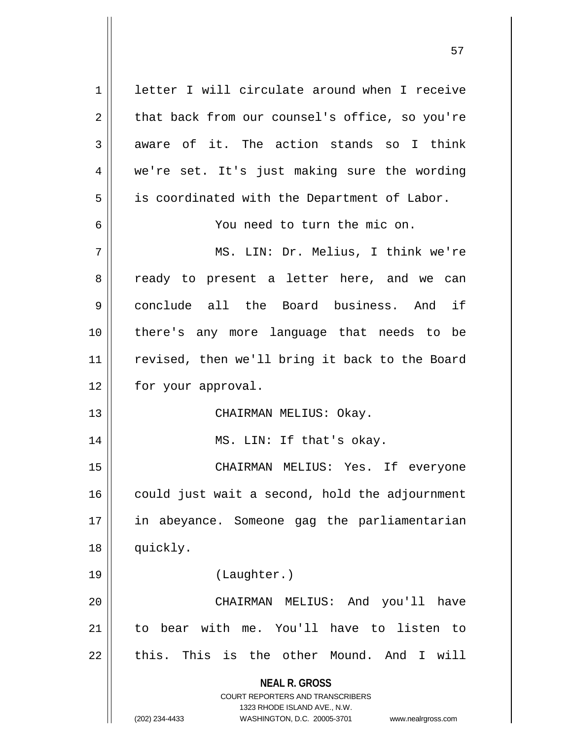letter I will circulate around when I receive that back from our counsel's office, so you're aware of it. The action stands so I think we're set. It's just making sure the wording is coordinated with the Department of Labor.

You need to turn the mic on.

MS. LIN: Dr. Melius, I think we're ready to present a letter here, and we can conclude all the Board business. And if there's any more language that needs to be revised, then we'll bring it back to the Board for your approval.

CHAIRMAN MELIUS: Okay.

MS. LIN: If that's okay.

CHAIRMAN MELIUS: Yes. If everyone could just wait a second, hold the adjournment in abeyance. Someone gag the parliamentarian quickly.

(Laughter.)

CHAIRMAN MELIUS: And you'll have to bear with me. You'll have to listen to this. This is the other Mound. And I will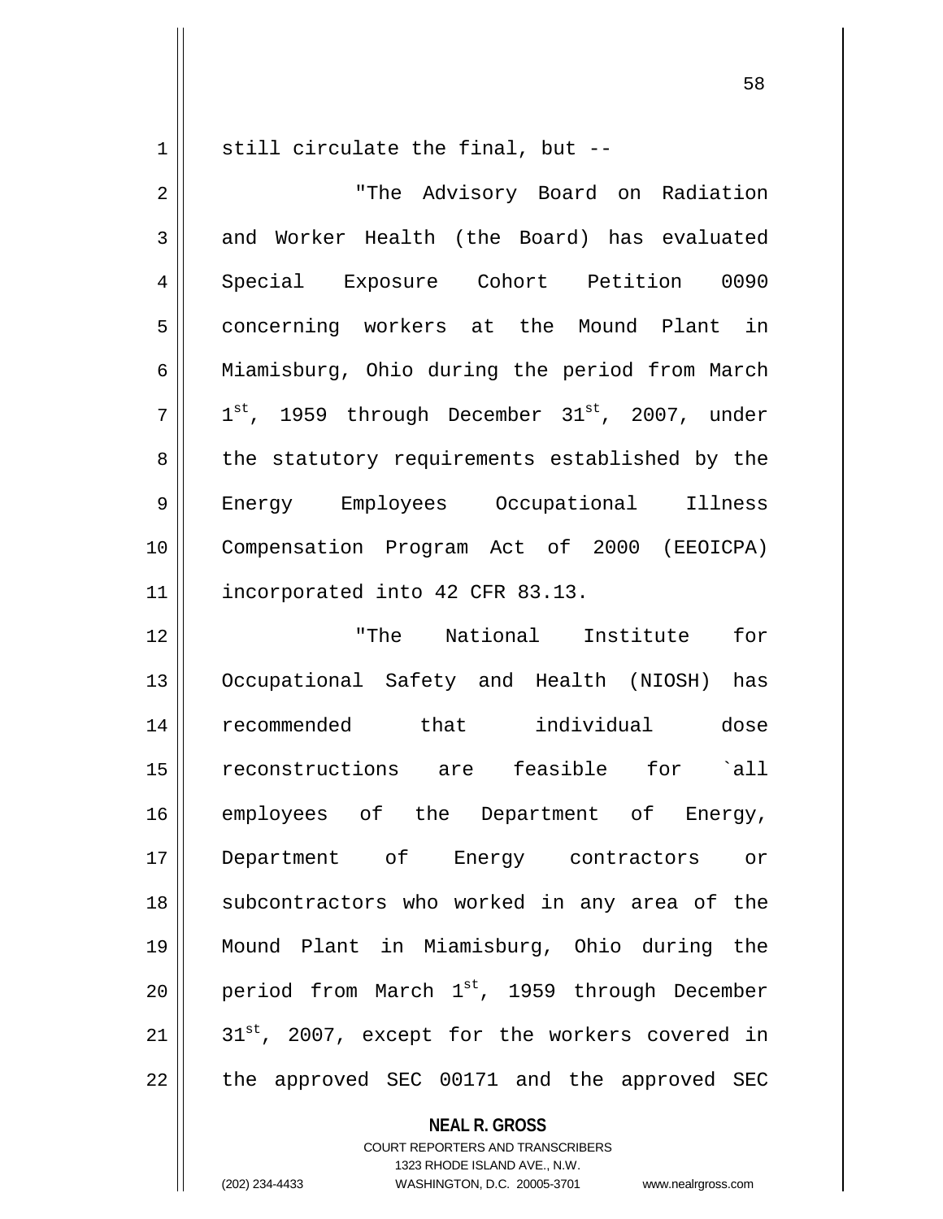still circulate the final, but --

"The Advisory Board on Radiation and Worker Health (the Board) has evaluated Special Exposure Cohort Petition 0090 concerning workers at the Mound Plant in Miamisburg, Ohio during the period from March 1st, 1959 through December 31st, 2007, under the statutory requirements established by the Energy Employees Occupational Illness Compensation Program Act of 2000 (EEOICPA) incorporated into 42 CFR 83.13.

"The National Institute for Occupational Safety and Health (NIOSH) has recommended that individual dose reconstructions are feasible for `all employees of the Department of Energy, Department of Energy contractors or subcontractors who worked in any area of the Mound Plant in Miamisburg, Ohio during the period from March 1st, 1959 through December 31st, 2007, except for the workers covered in the approved SEC 00171 and the approved SEC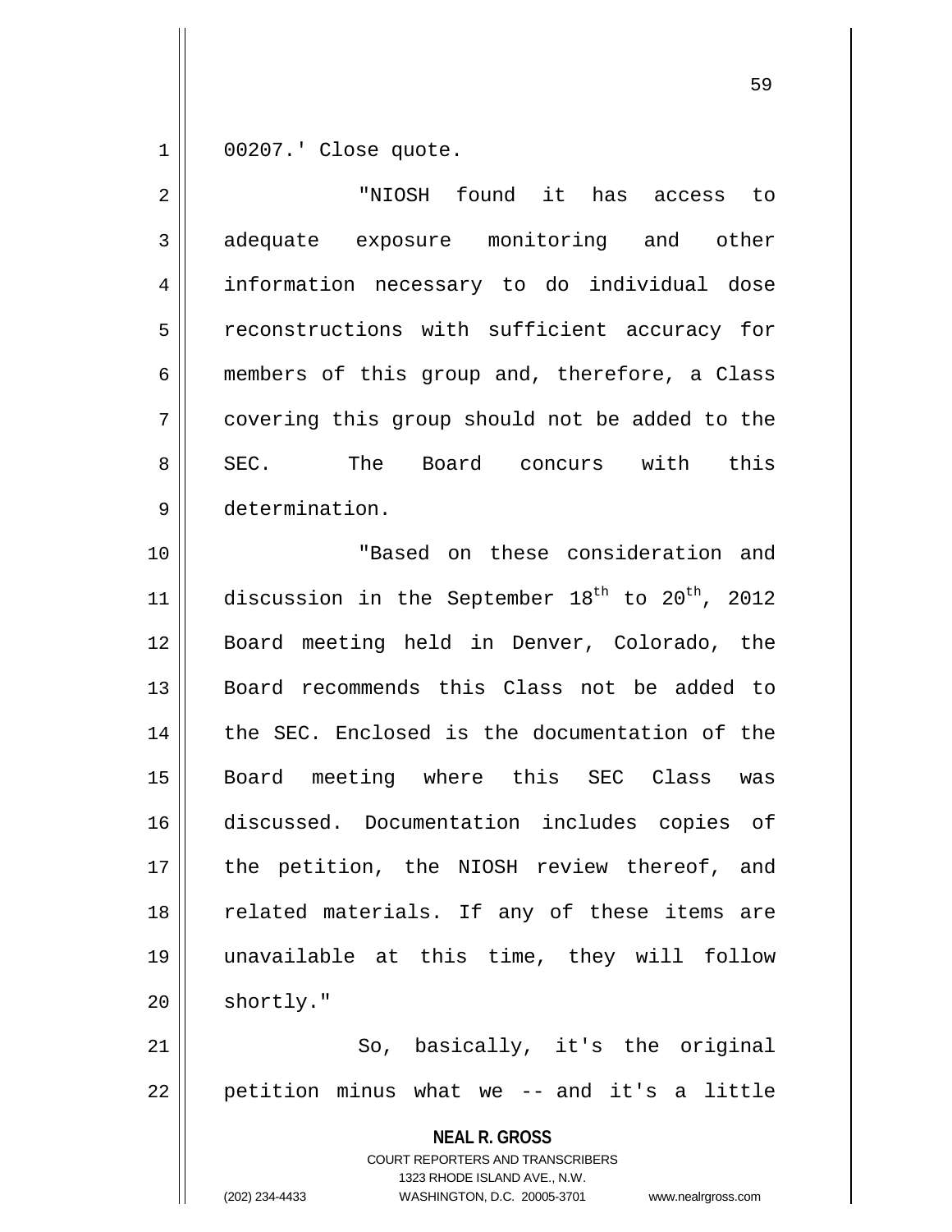00207.' Close quote.

"NIOSH found it has access to adequate exposure monitoring and other information necessary to do individual dose reconstructions with sufficient accuracy for members of this group and, therefore, a Class covering this group should not be added to the SEC. The Board concurs with this determination.

"Based on these consideration and discussion in the September 18th to 20th, 2012 Board meeting held in Denver, Colorado, the Board recommends this Class not be added to the SEC. Enclosed is the documentation of the Board meeting where this SEC Class was discussed. Documentation includes copies of the petition, the NIOSH review thereof, and related materials. If any of these items are unavailable at this time, they will follow shortly."

So, basically, it's the original petition minus what we -- and it's a little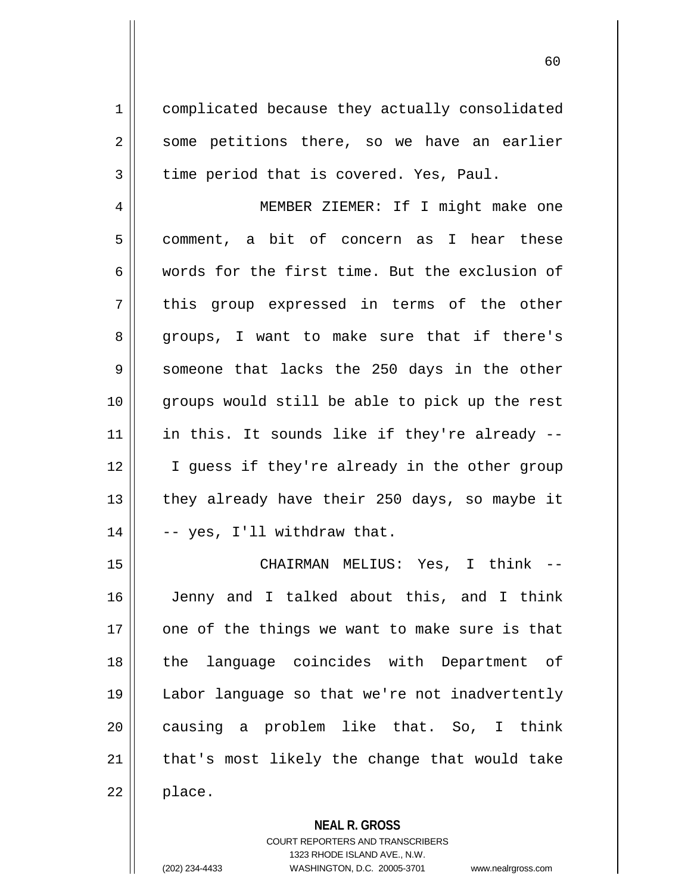complicated because they actually consolidated some petitions there, so we have an earlier time period that is covered. Yes, Paul.

MEMBER ZIEMER: If I might make one comment, a bit of concern as I hear these words for the first time. But the exclusion of this group expressed in terms of the other groups, I want to make sure that if there's someone that lacks the 250 days in the other groups would still be able to pick up the rest in this. It sounds like if they're already -- I guess if they're already in the other group they already have their 250 days, so maybe it -- yes, I'll withdraw that.

CHAIRMAN MELIUS: Yes, I think -- Jenny and I talked about this, and I think one of the things we want to make sure is that the language coincides with Department of Labor language so that we're not inadvertently causing a problem like that. So, I think that's most likely the change that would take place.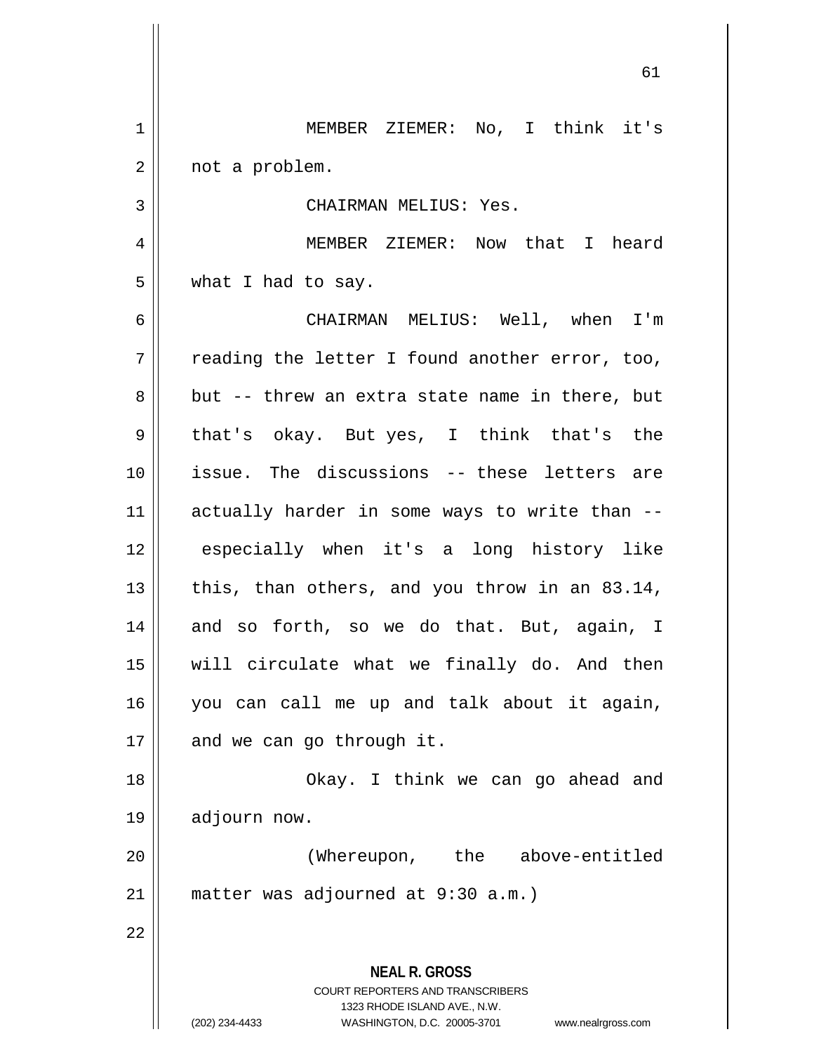MEMBER ZIEMER: No, I think it's not a problem.

CHAIRMAN MELIUS: Yes.

MEMBER ZIEMER: Now that I heard what I had to say.

CHAIRMAN MELIUS: Well, when I'm reading the letter I found another error, too, but -- threw an extra state name in there, but that's okay. But yes, I think that's the issue. The discussions -- these letters are actually harder in some ways to write than -- especially when it's a long history like this, than others, and you throw in an 83.14, and so forth, so we do that. But, again, I will circulate what we finally do. And then you can call me up and talk about it again, and we can go through it.

Okay. I think we can go ahead and adjourn now.

(Whereupon, the above-entitled matter was adjourned at 9:30 a.m.)